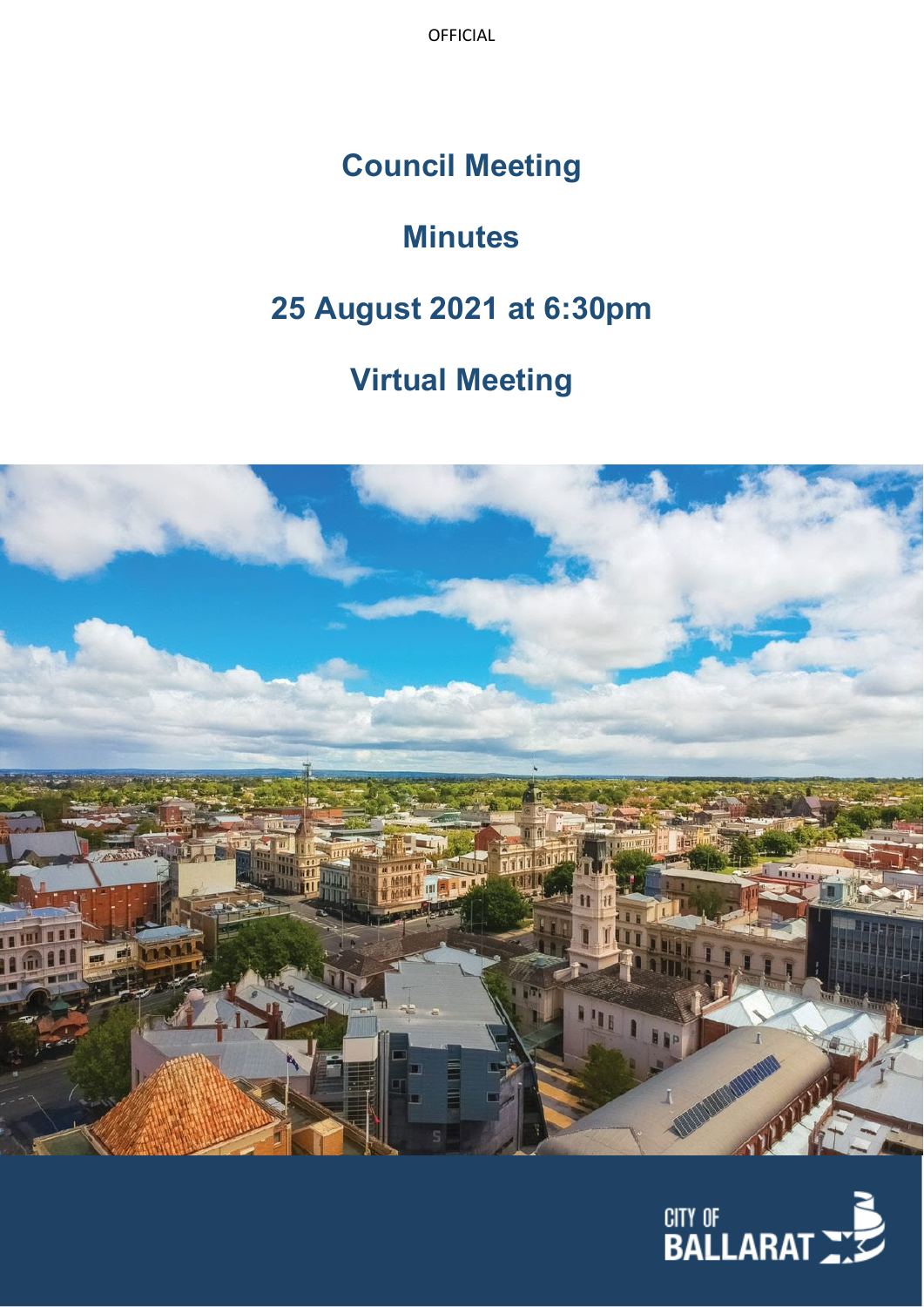OFFICIAL

# Council Meeting

# Minutes

# 25 August 2021 at 6:30pm

# Virtual Meeting

CITY OF BALLARAT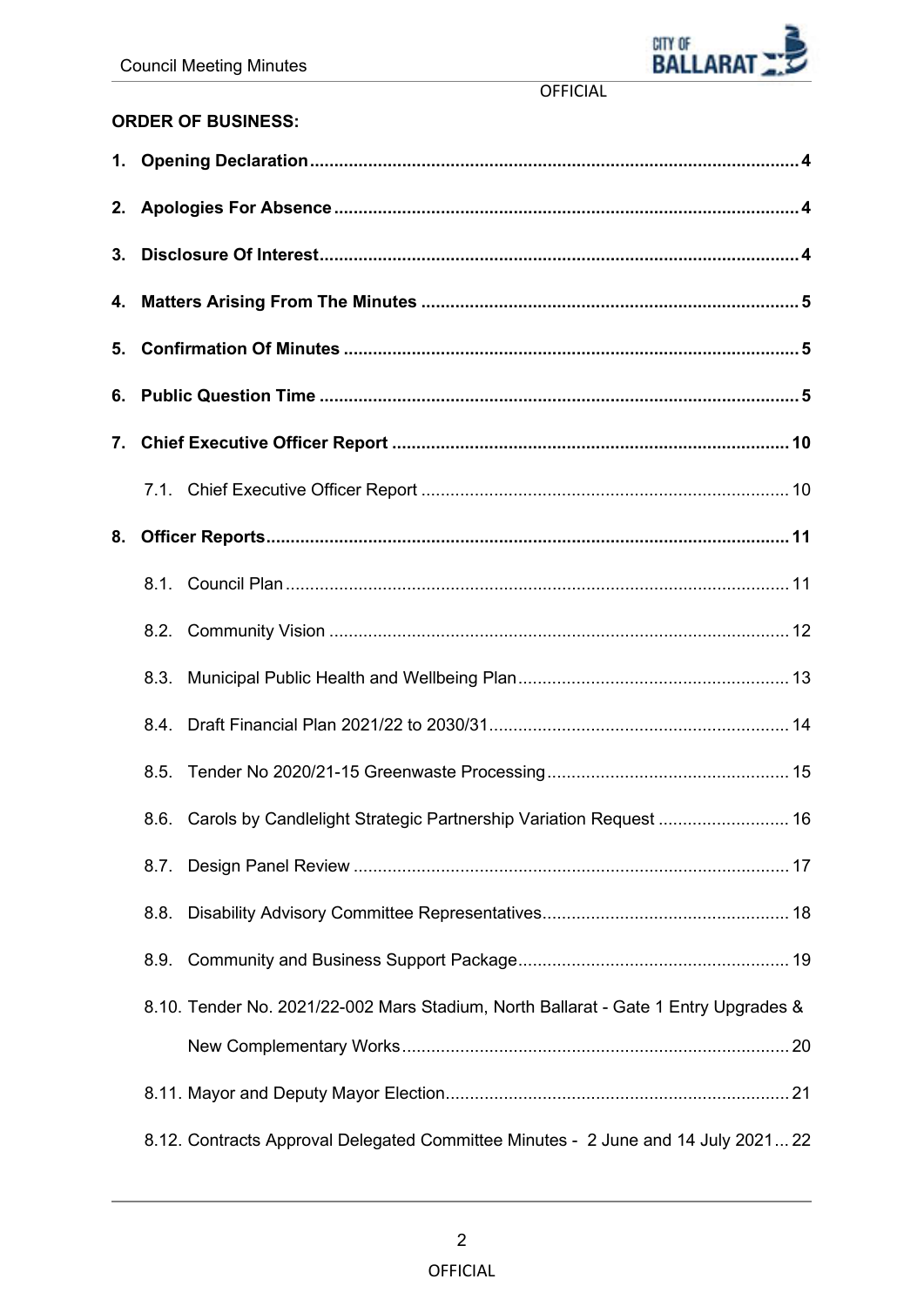**ORDER OF BUSINESS:**

1. **Opening Declaration** ..... 4
2. **Apologies For Absence** ..... 4
3. **Disclosure Of Interest** ..... 4
4. **Matters Arising From The Minutes** ..... 5
5. **Confirmation Of Minutes** ..... 5
6. **Public Question Time** ..... 5
7. **Chief Executive Officer Report** ..... 10
   - 7.1. Chief Executive Officer Report ..... 10
8. **Officer Reports** ..... 11
   - 8.1. Council Plan ..... 11
   - 8.2. Community Vision ..... 12
   - 8.3. Municipal Public Health and Wellbeing Plan ..... 13
   - 8.4. Draft Financial Plan 2021/22 to 2030/31 ..... 14
   - 8.5. Tender No 2020/21-15 Greenwaste Processing ..... 15
   - 8.6. Carols by Candlelight Strategic Partnership Variation Request ..... 16
   - 8.7. Design Panel Review ..... 17
   - 8.8. Disability Advisory Committee Representatives ..... 18
   - 8.9. Community and Business Support Package ..... 19
   - 8.10. Tender No. 2021/22-002 Mars Stadium, North Ballarat - Gate 1 Entry Upgrades & New Complementary Works ..... 20
   - 8.11. Mayor and Deputy Mayor Election ..... 21
   - 8.12. Contracts Approval Delegated Committee Minutes - 2 June and 14 July 2021 ..... 22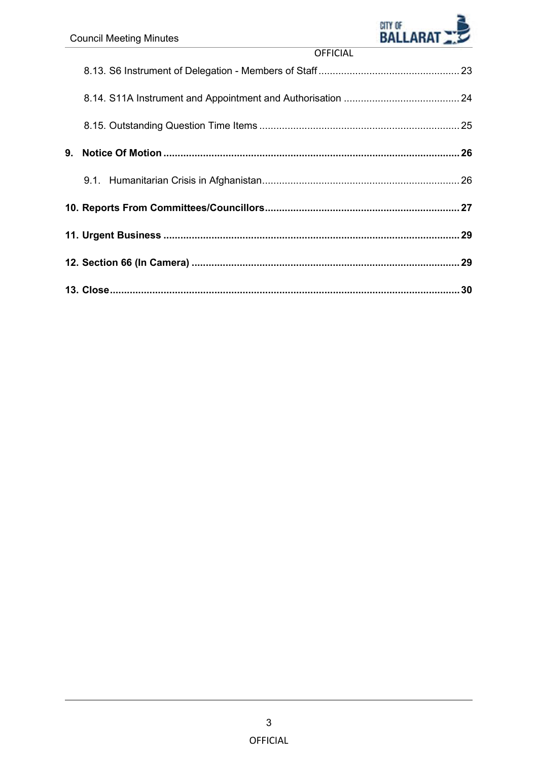8.13. S6 Instrument of Delegation - Members of Staff ................................................. 23

8.14. S11A Instrument and Appointment and Authorisation ......................................... 24

8.15. Outstanding Question Time Items ...................................................................... 25

**9. Notice Of Motion ........................................................................................................ 26**

9.1. Humanitarian Crisis in Afghanistan...................................................................... 26

**10. Reports From Committees/Councillors.................................................................... 27**

**11. Urgent Business ....................................................................................................... 29**

**12. Section 66 (In Camera) ............................................................................................. 29**

**13. Close.......................................................................................................................... 30**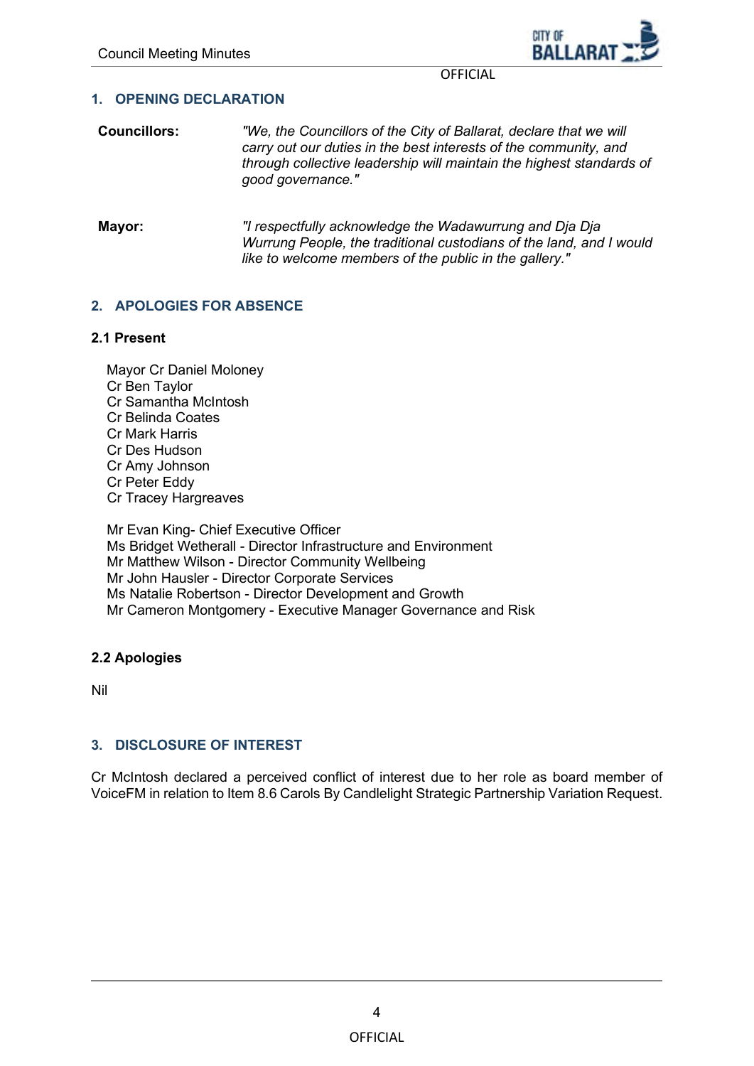## 1. OPENING DECLARATION

**Councillors:** *"We, the Councillors of the City of Ballarat, declare that we will carry out our duties in the best interests of the community, and through collective leadership will maintain the highest standards of good governance."*

**Mayor:** *"I respectfully acknowledge the Wadawurrung and Dja Dja Wurrung People, the traditional custodians of the land, and I would like to welcome members of the public in the gallery."*

## 2. APOLOGIES FOR ABSENCE

### 2.1 Present

Mayor Cr Daniel Moloney
Cr Ben Taylor
Cr Samantha McIntosh
Cr Belinda Coates
Cr Mark Harris
Cr Des Hudson
Cr Amy Johnson
Cr Peter Eddy
Cr Tracey Hargreaves

Mr Evan King- Chief Executive Officer
Ms Bridget Wetherall - Director Infrastructure and Environment
Mr Matthew Wilson - Director Community Wellbeing
Mr John Hausler - Director Corporate Services
Ms Natalie Robertson - Director Development and Growth
Mr Cameron Montgomery - Executive Manager Governance and Risk

### 2.2 Apologies

Nil

## 3. DISCLOSURE OF INTEREST

Cr McIntosh declared a perceived conflict of interest due to her role as board member of VoiceFM in relation to Item 8.6 Carols By Candlelight Strategic Partnership Variation Request.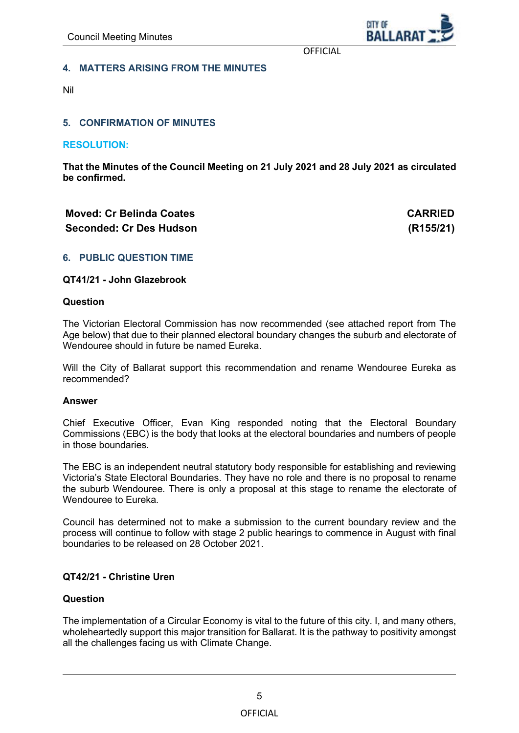## 4. MATTERS ARISING FROM THE MINUTES

Nil

## 5. CONFIRMATION OF MINUTES

**RESOLUTION:**

**That the Minutes of the Council Meeting on 21 July 2021 and 28 July 2021 as circulated be confirmed.**

| | |
|---|---|
| **Moved: Cr Belinda Coates** | **CARRIED** |
| **Seconded: Cr Des Hudson** | **(R155/21)** |

## 6. PUBLIC QUESTION TIME

### QT41/21 - John Glazebrook

**Question**

The Victorian Electoral Commission has now recommended (see attached report from The Age below) that due to their planned electoral boundary changes the suburb and electorate of Wendouree should in future be named Eureka.

Will the City of Ballarat support this recommendation and rename Wendouree Eureka as recommended?

**Answer**

Chief Executive Officer, Evan King responded noting that the Electoral Boundary Commissions (EBC) is the body that looks at the electoral boundaries and numbers of people in those boundaries.

The EBC is an independent neutral statutory body responsible for establishing and reviewing Victoria's State Electoral Boundaries. They have no role and there is no proposal to rename the suburb Wendouree. There is only a proposal at this stage to rename the electorate of Wendouree to Eureka.

Council has determined not to make a submission to the current boundary review and the process will continue to follow with stage 2 public hearings to commence in August with final boundaries to be released on 28 October 2021.

### QT42/21 - Christine Uren

**Question**

The implementation of a Circular Economy is vital to the future of this city. I, and many others, wholeheartedly support this major transition for Ballarat. It is the pathway to positivity amongst all the challenges facing us with Climate Change.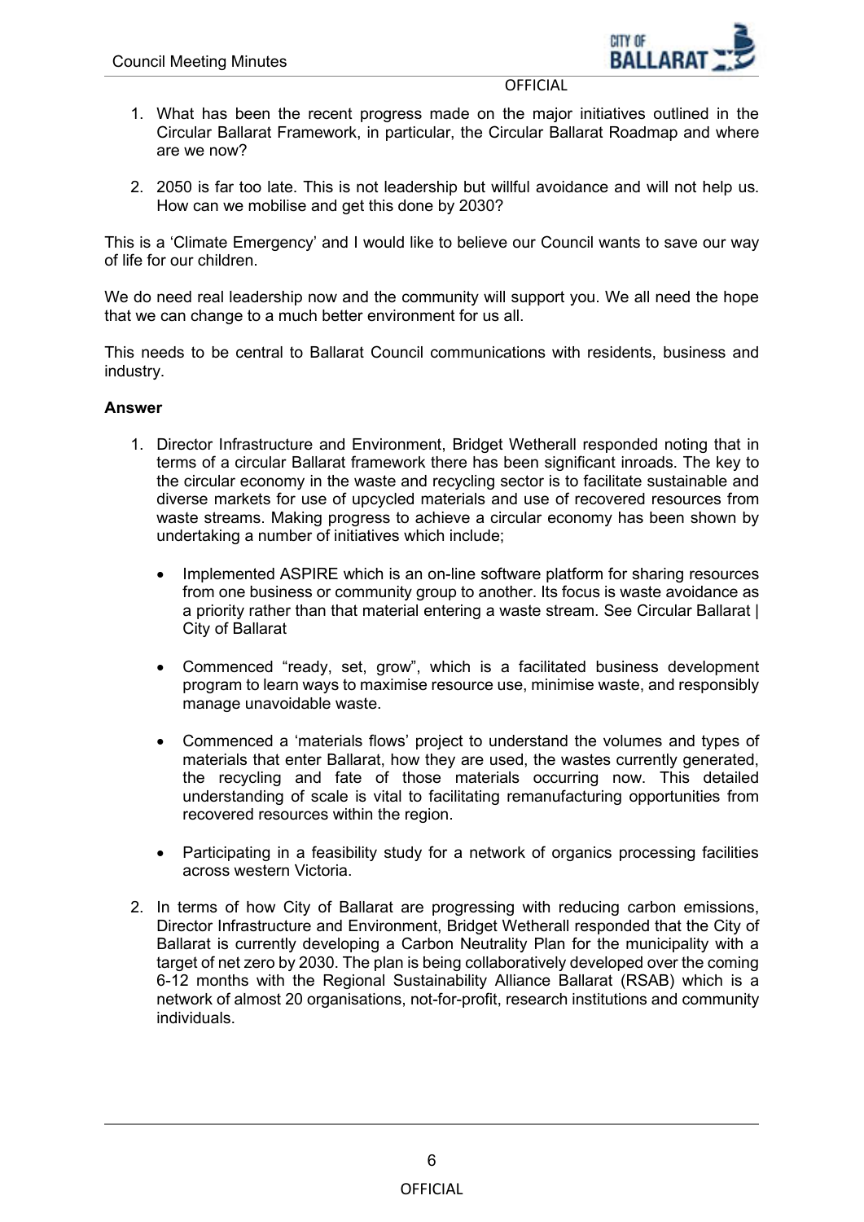1. What has been the recent progress made on the major initiatives outlined in the Circular Ballarat Framework, in particular, the Circular Ballarat Roadmap and where are we now?

2. 2050 is far too late. This is not leadership but willful avoidance and will not help us. How can we mobilise and get this done by 2030?

This is a 'Climate Emergency' and I would like to believe our Council wants to save our way of life for our children.

We do need real leadership now and the community will support you. We all need the hope that we can change to a much better environment for us all.

This needs to be central to Ballarat Council communications with residents, business and industry.

**Answer**

1. Director Infrastructure and Environment, Bridget Wetherall responded noting that in terms of a circular Ballarat framework there has been significant inroads. The key to the circular economy in the waste and recycling sector is to facilitate sustainable and diverse markets for use of upcycled materials and use of recovered resources from waste streams. Making progress to achieve a circular economy has been shown by undertaking a number of initiatives which include;

   - Implemented ASPIRE which is an on-line software platform for sharing resources from one business or community group to another. Its focus is waste avoidance as a priority rather than that material entering a waste stream. See Circular Ballarat | City of Ballarat

   - Commenced "ready, set, grow", which is a facilitated business development program to learn ways to maximise resource use, minimise waste, and responsibly manage unavoidable waste.

   - Commenced a 'materials flows' project to understand the volumes and types of materials that enter Ballarat, how they are used, the wastes currently generated, the recycling and fate of those materials occurring now. This detailed understanding of scale is vital to facilitating remanufacturing opportunities from recovered resources within the region.

   - Participating in a feasibility study for a network of organics processing facilities across western Victoria.

2. In terms of how City of Ballarat are progressing with reducing carbon emissions, Director Infrastructure and Environment, Bridget Wetherall responded that the City of Ballarat is currently developing a Carbon Neutrality Plan for the municipality with a target of net zero by 2030. The plan is being collaboratively developed over the coming 6-12 months with the Regional Sustainability Alliance Ballarat (RSAB) which is a network of almost 20 organisations, not-for-profit, research institutions and community individuals.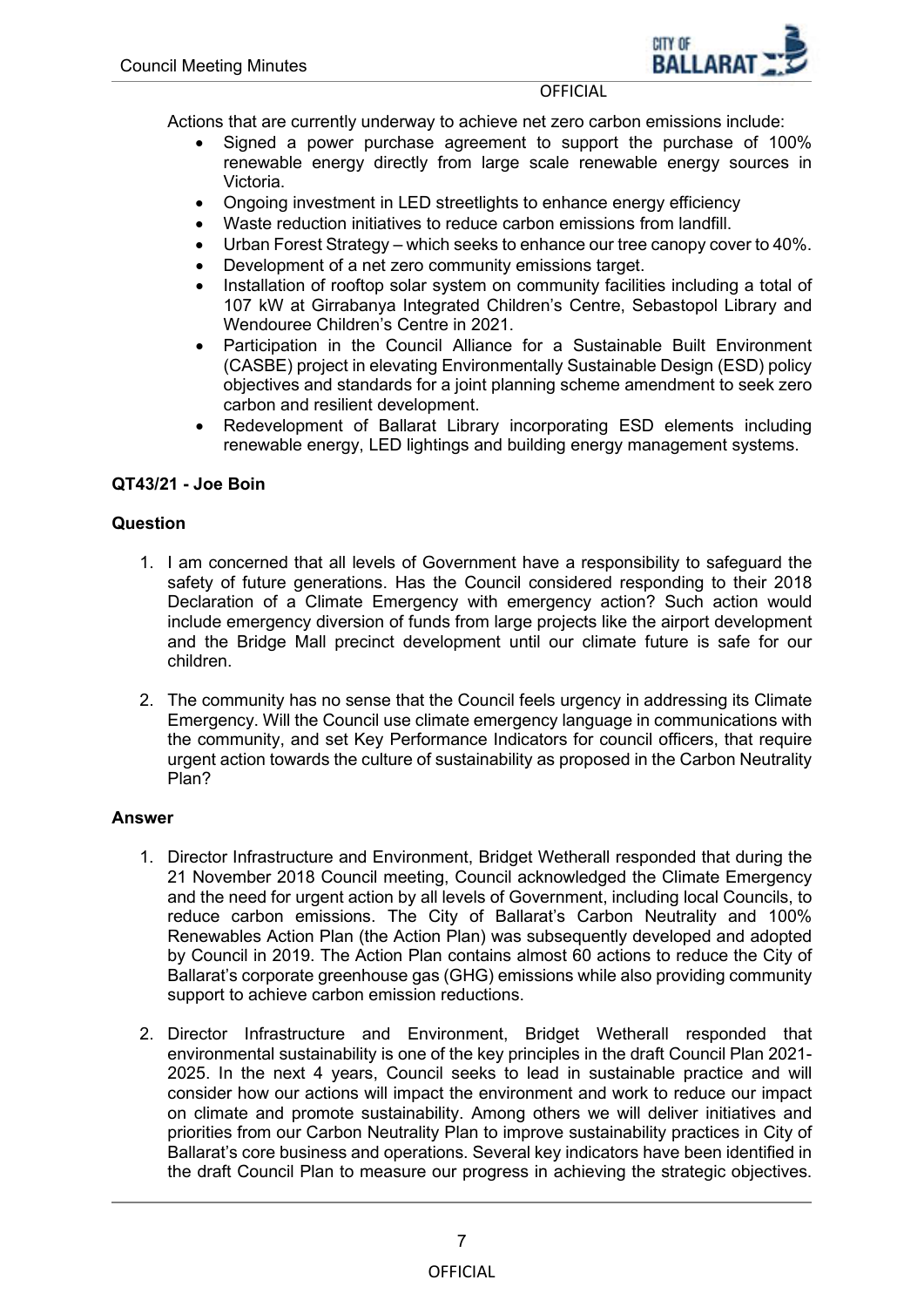Actions that are currently underway to achieve net zero carbon emissions include:

- Signed a power purchase agreement to support the purchase of 100% renewable energy directly from large scale renewable energy sources in Victoria.
- Ongoing investment in LED streetlights to enhance energy efficiency
- Waste reduction initiatives to reduce carbon emissions from landfill.
- Urban Forest Strategy – which seeks to enhance our tree canopy cover to 40%.
- Development of a net zero community emissions target.
- Installation of rooftop solar system on community facilities including a total of 107 kW at Girrabanya Integrated Children's Centre, Sebastopol Library and Wendouree Children's Centre in 2021.
- Participation in the Council Alliance for a Sustainable Built Environment (CASBE) project in elevating Environmentally Sustainable Design (ESD) policy objectives and standards for a joint planning scheme amendment to seek zero carbon and resilient development.
- Redevelopment of Ballarat Library incorporating ESD elements including renewable energy, LED lightings and building energy management systems.

**QT43/21 - Joe Boin**

**Question**

1. I am concerned that all levels of Government have a responsibility to safeguard the safety of future generations. Has the Council considered responding to their 2018 Declaration of a Climate Emergency with emergency action? Such action would include emergency diversion of funds from large projects like the airport development and the Bridge Mall precinct development until our climate future is safe for our children.

2. The community has no sense that the Council feels urgency in addressing its Climate Emergency. Will the Council use climate emergency language in communications with the community, and set Key Performance Indicators for council officers, that require urgent action towards the culture of sustainability as proposed in the Carbon Neutrality Plan?

**Answer**

1. Director Infrastructure and Environment, Bridget Wetherall responded that during the 21 November 2018 Council meeting, Council acknowledged the Climate Emergency and the need for urgent action by all levels of Government, including local Councils, to reduce carbon emissions. The City of Ballarat's Carbon Neutrality and 100% Renewables Action Plan (the Action Plan) was subsequently developed and adopted by Council in 2019. The Action Plan contains almost 60 actions to reduce the City of Ballarat's corporate greenhouse gas (GHG) emissions while also providing community support to achieve carbon emission reductions.

2. Director Infrastructure and Environment, Bridget Wetherall responded that environmental sustainability is one of the key principles in the draft Council Plan 2021-2025. In the next 4 years, Council seeks to lead in sustainable practice and will consider how our actions will impact the environment and work to reduce our impact on climate and promote sustainability. Among others we will deliver initiatives and priorities from our Carbon Neutrality Plan to improve sustainability practices in City of Ballarat's core business and operations. Several key indicators have been identified in the draft Council Plan to measure our progress in achieving the strategic objectives.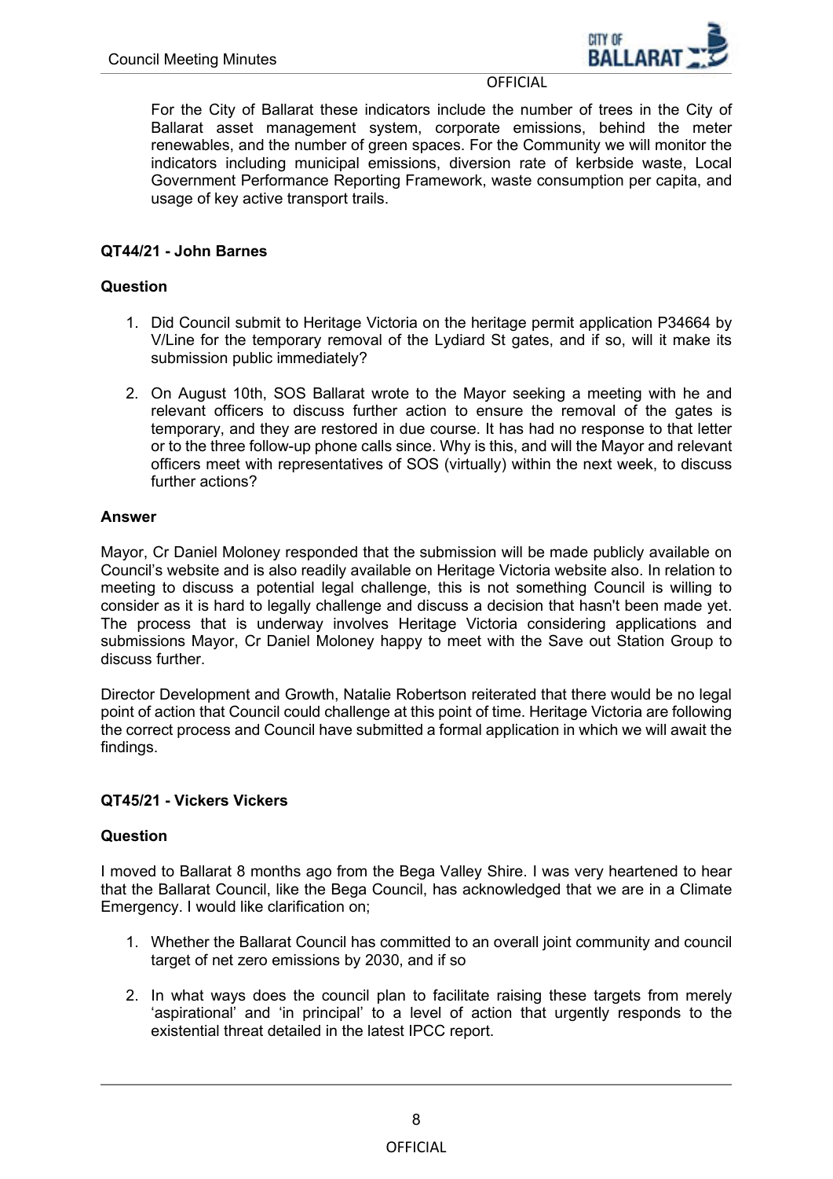For the City of Ballarat these indicators include the number of trees in the City of Ballarat asset management system, corporate emissions, behind the meter renewables, and the number of green spaces. For the Community we will monitor the indicators including municipal emissions, diversion rate of kerbside waste, Local Government Performance Reporting Framework, waste consumption per capita, and usage of key active transport trails.

**QT44/21 - John Barnes**

**Question**

1. Did Council submit to Heritage Victoria on the heritage permit application P34664 by V/Line for the temporary removal of the Lydiard St gates, and if so, will it make its submission public immediately?
2. On August 10th, SOS Ballarat wrote to the Mayor seeking a meeting with he and relevant officers to discuss further action to ensure the removal of the gates is temporary, and they are restored in due course. It has had no response to that letter or to the three follow-up phone calls since. Why is this, and will the Mayor and relevant officers meet with representatives of SOS (virtually) within the next week, to discuss further actions?

**Answer**

Mayor, Cr Daniel Moloney responded that the submission will be made publicly available on Council's website and is also readily available on Heritage Victoria website also. In relation to meeting to discuss a potential legal challenge, this is not something Council is willing to consider as it is hard to legally challenge and discuss a decision that hasn't been made yet. The process that is underway involves Heritage Victoria considering applications and submissions Mayor, Cr Daniel Moloney happy to meet with the Save out Station Group to discuss further.

Director Development and Growth, Natalie Robertson reiterated that there would be no legal point of action that Council could challenge at this point of time. Heritage Victoria are following the correct process and Council have submitted a formal application in which we will await the findings.

**QT45/21 - Vickers Vickers**

**Question**

I moved to Ballarat 8 months ago from the Bega Valley Shire. I was very heartened to hear that the Ballarat Council, like the Bega Council, has acknowledged that we are in a Climate Emergency. I would like clarification on;

1. Whether the Ballarat Council has committed to an overall joint community and council target of net zero emissions by 2030, and if so
2. In what ways does the council plan to facilitate raising these targets from merely 'aspirational' and 'in principal' to a level of action that urgently responds to the existential threat detailed in the latest IPCC report.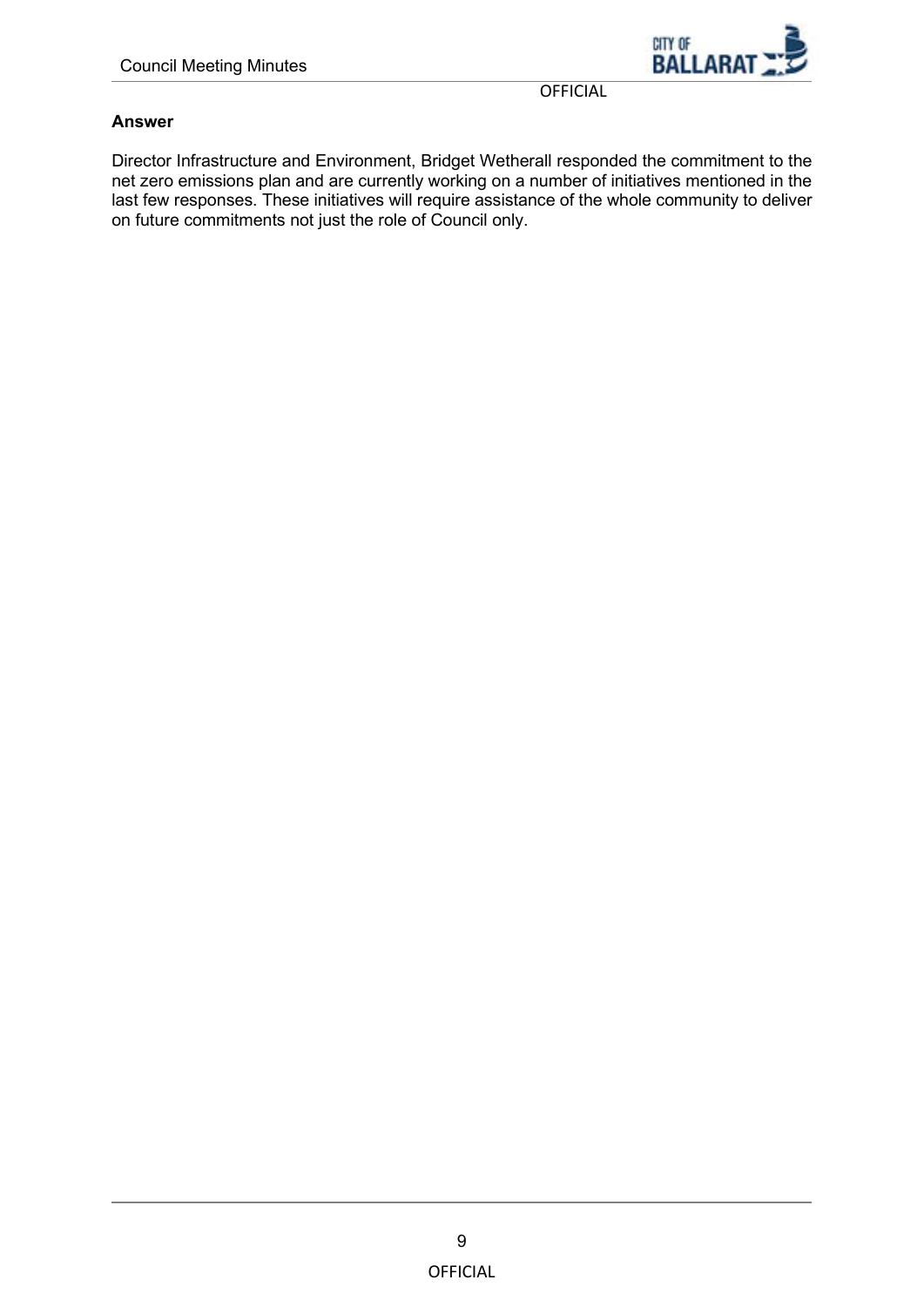**Answer**

Director Infrastructure and Environment, Bridget Wetherall responded the commitment to the net zero emissions plan and are currently working on a number of initiatives mentioned in the last few responses. These initiatives will require assistance of the whole community to deliver on future commitments not just the role of Council only.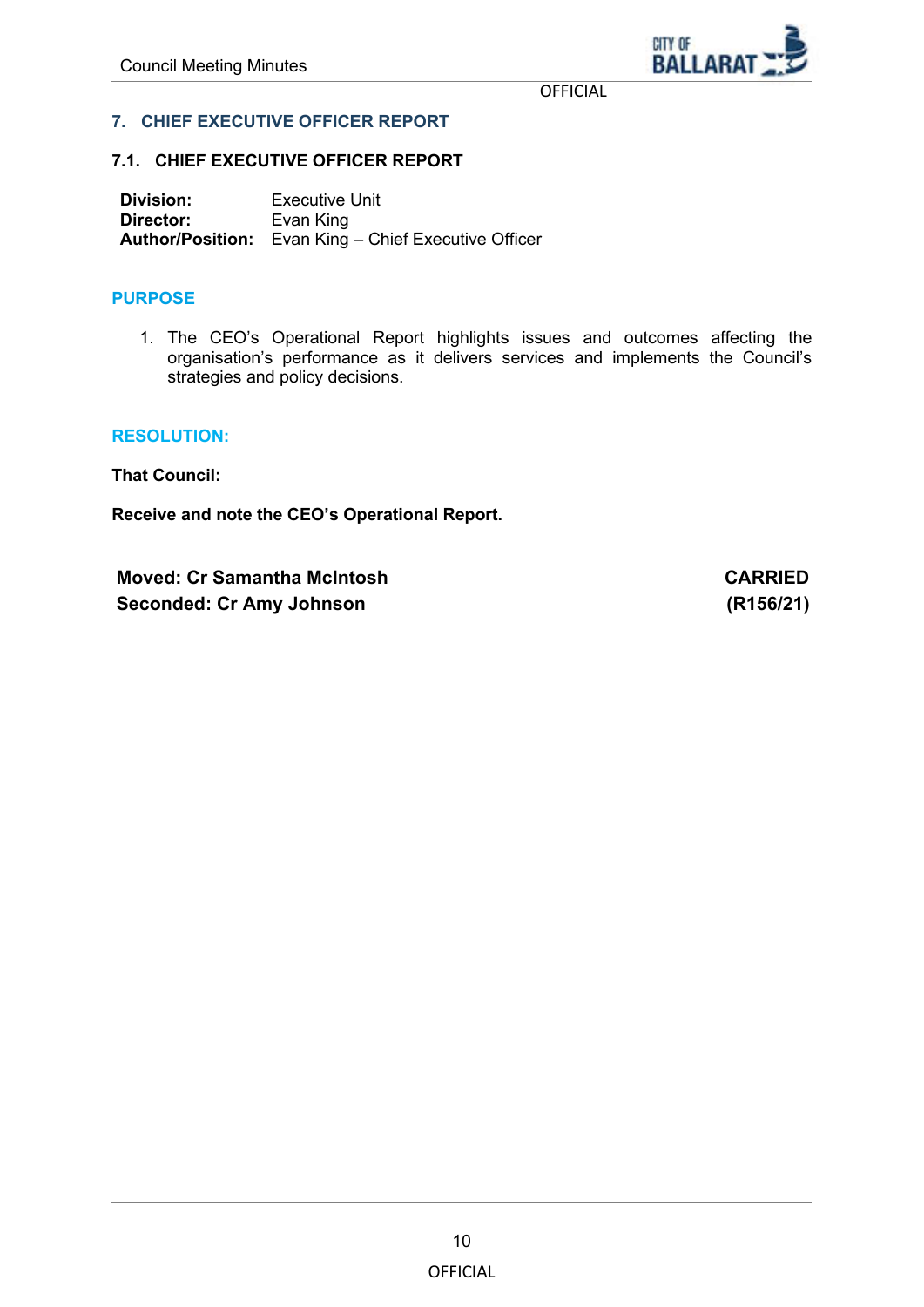## 7. CHIEF EXECUTIVE OFFICER REPORT

### 7.1. CHIEF EXECUTIVE OFFICER REPORT

**Division:** Executive Unit
**Director:** Evan King
**Author/Position:** Evan King – Chief Executive Officer

#### PURPOSE

1. The CEO's Operational Report highlights issues and outcomes affecting the organisation's performance as it delivers services and implements the Council's strategies and policy decisions.

#### RESOLUTION:

**That Council:**

**Receive and note the CEO's Operational Report.**

| | |
|---|---|
| **Moved: Cr Samantha McIntosh** | **CARRIED** |
| **Seconded: Cr Amy Johnson** | **(R156/21)** |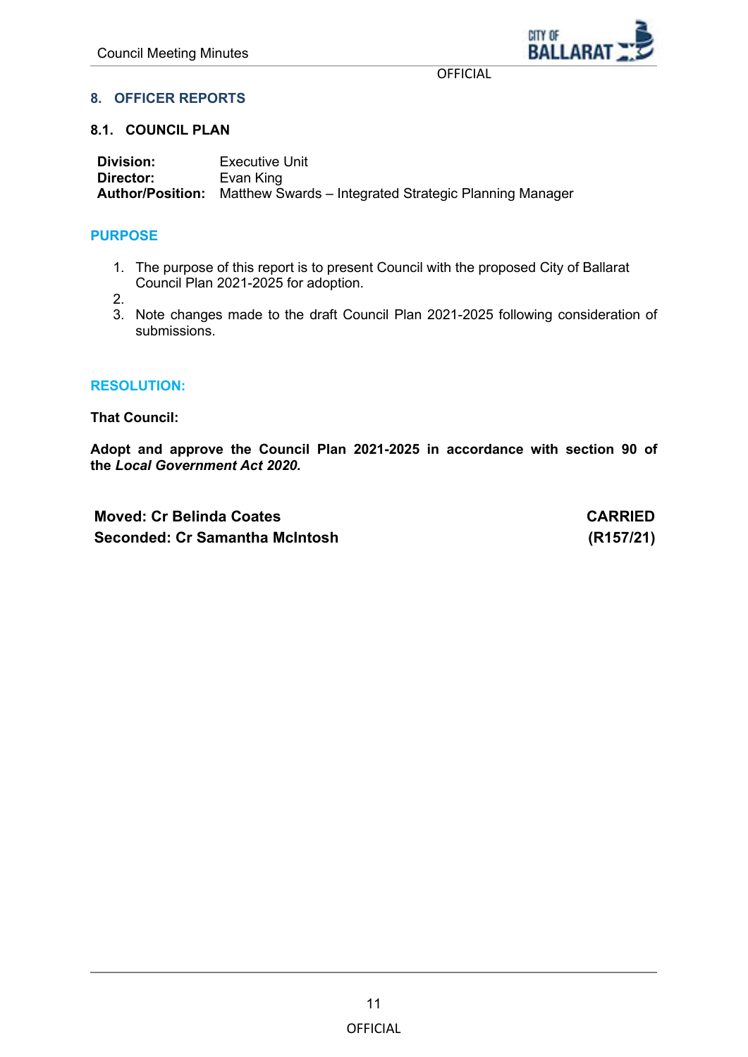## 8. OFFICER REPORTS

### 8.1. COUNCIL PLAN

**Division:** Executive Unit
**Director:** Evan King
**Author/Position:** Matthew Swards – Integrated Strategic Planning Manager

#### PURPOSE

1. The purpose of this report is to present Council with the proposed City of Ballarat Council Plan 2021-2025 for adoption.
2. 
3. Note changes made to the draft Council Plan 2021-2025 following consideration of submissions.

#### RESOLUTION:

**That Council:**

**Adopt and approve the Council Plan 2021-2025 in accordance with section 90 of the *Local Government Act 2020.***

| | |
|---|---|
| **Moved: Cr Belinda Coates** | **CARRIED** |
| **Seconded: Cr Samantha McIntosh** | **(R157/21)** |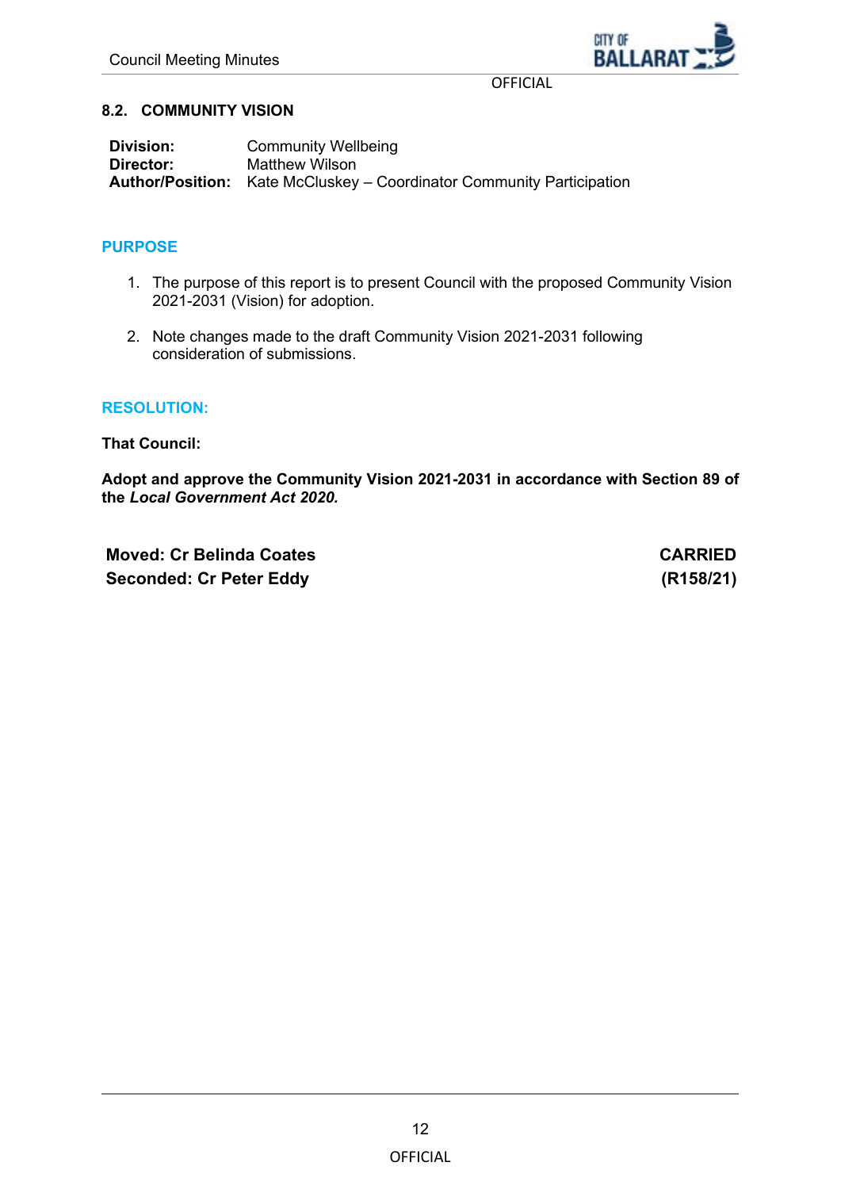## 8.2. COMMUNITY VISION

**Division:** Community Wellbeing
**Director:** Matthew Wilson
**Author/Position:** Kate McCluskey – Coordinator Community Participation

### PURPOSE

1. The purpose of this report is to present Council with the proposed Community Vision 2021-2031 (Vision) for adoption.

2. Note changes made to the draft Community Vision 2021-2031 following consideration of submissions.

### RESOLUTION:

**That Council:**

**Adopt and approve the Community Vision 2021-2031 in accordance with Section 89 of the *Local Government Act 2020.***

**Moved: Cr Belinda Coates** **CARRIED**
**Seconded: Cr Peter Eddy** **(R158/21)**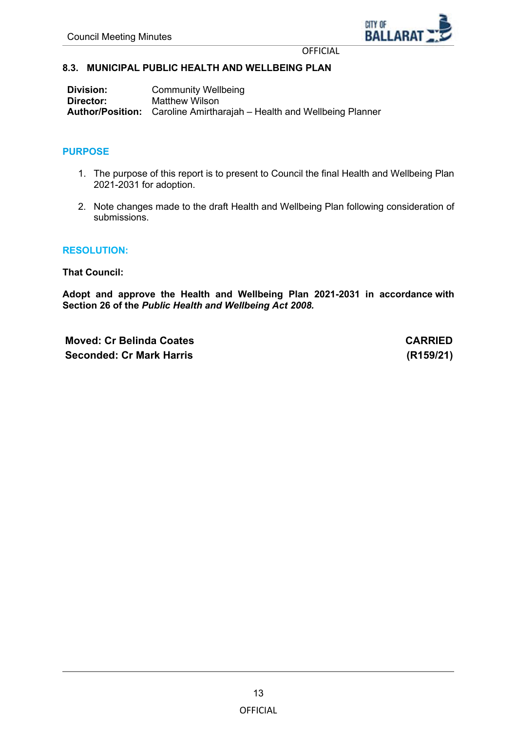### 8.3. MUNICIPAL PUBLIC HEALTH AND WELLBEING PLAN

**Division:** Community Wellbeing
**Director:** Matthew Wilson
**Author/Position:** Caroline Amirtharajah – Health and Wellbeing Planner

## PURPOSE

1. The purpose of this report is to present to Council the final Health and Wellbeing Plan 2021-2031 for adoption.
2. Note changes made to the draft Health and Wellbeing Plan following consideration of submissions.

## RESOLUTION:

**That Council:**

**Adopt and approve the Health and Wellbeing Plan 2021-2031 in accordance with Section 26 of the *Public Health and Wellbeing Act 2008.***

**Moved: Cr Belinda Coates** **CARRIED**
**Seconded: Cr Mark Harris** **(R159/21)**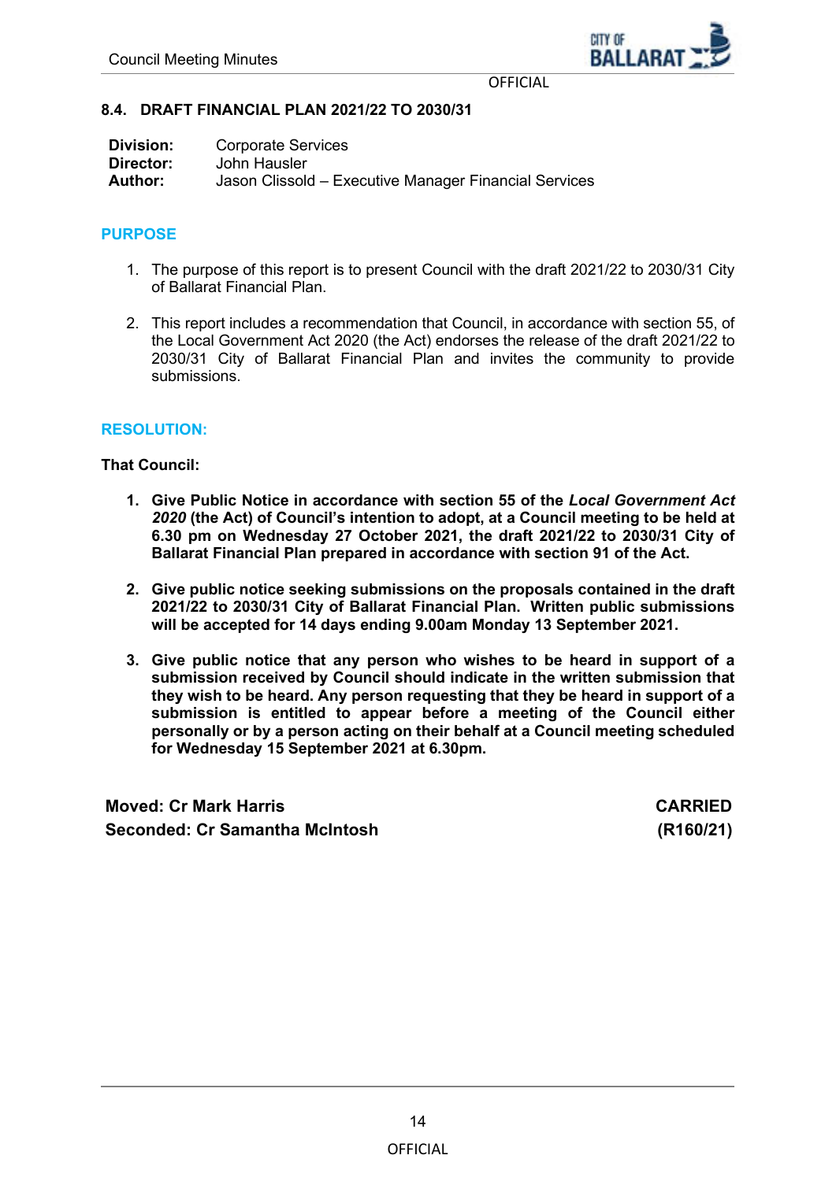## 8.4. DRAFT FINANCIAL PLAN 2021/22 TO 2030/31

**Division:** Corporate Services
**Director:** John Hausler
**Author:** Jason Clissold – Executive Manager Financial Services

### PURPOSE

1. The purpose of this report is to present Council with the draft 2021/22 to 2030/31 City of Ballarat Financial Plan.

2. This report includes a recommendation that Council, in accordance with section 55, of the Local Government Act 2020 (the Act) endorses the release of the draft 2021/22 to 2030/31 City of Ballarat Financial Plan and invites the community to provide submissions.

### RESOLUTION:

**That Council:**

1. **Give Public Notice in accordance with section 55 of the *Local Government Act 2020* (the Act) of Council's intention to adopt, at a Council meeting to be held at 6.30 pm on Wednesday 27 October 2021, the draft 2021/22 to 2030/31 City of Ballarat Financial Plan prepared in accordance with section 91 of the Act.**

2. **Give public notice seeking submissions on the proposals contained in the draft 2021/22 to 2030/31 City of Ballarat Financial Plan. Written public submissions will be accepted for 14 days ending 9.00am Monday 13 September 2021.**

3. **Give public notice that any person who wishes to be heard in support of a submission received by Council should indicate in the written submission that they wish to be heard. Any person requesting that they be heard in support of a submission is entitled to appear before a meeting of the Council either personally or by a person acting on their behalf at a Council meeting scheduled for Wednesday 15 September 2021 at 6.30pm.**

**Moved: Cr Mark Harris** — **CARRIED**
**Seconded: Cr Samantha McIntosh** — **(R160/21)**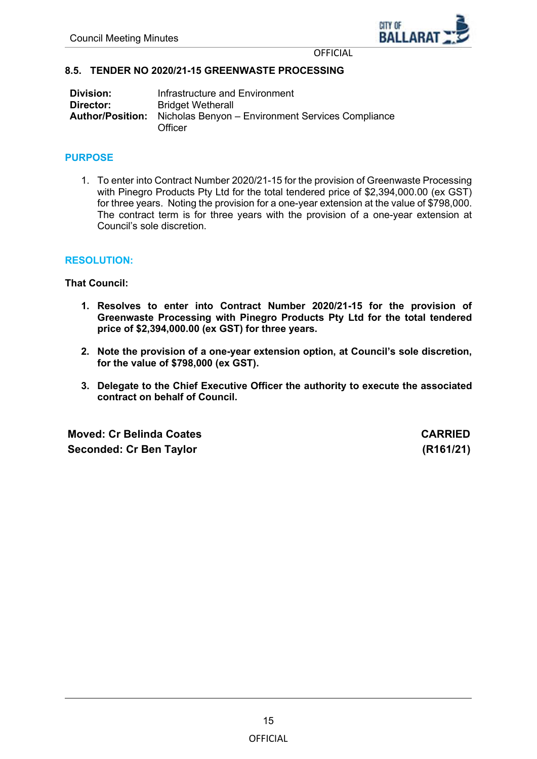### 8.5. TENDER NO 2020/21-15 GREENWASTE PROCESSING

| | |
|---|---|
| **Division:** | Infrastructure and Environment |
| **Director:** | Bridget Wetherall |
| **Author/Position:** | Nicholas Benyon – Environment Services Compliance Officer |

## PURPOSE

1. To enter into Contract Number 2020/21-15 for the provision of Greenwaste Processing with Pinegro Products Pty Ltd for the total tendered price of $2,394,000.00 (ex GST) for three years. Noting the provision for a one-year extension at the value of $798,000. The contract term is for three years with the provision of a one-year extension at Council's sole discretion.

## RESOLUTION:

**That Council:**

1. **Resolves to enter into Contract Number 2020/21-15 for the provision of Greenwaste Processing with Pinegro Products Pty Ltd for the total tendered price of $2,394,000.00 (ex GST) for three years.**

2. **Note the provision of a one-year extension option, at Council's sole discretion, for the value of $798,000 (ex GST).**

3. **Delegate to the Chief Executive Officer the authority to execute the associated contract on behalf of Council.**

**Moved: Cr Belinda Coates** — **CARRIED**
**Seconded: Cr Ben Taylor** — **(R161/21)**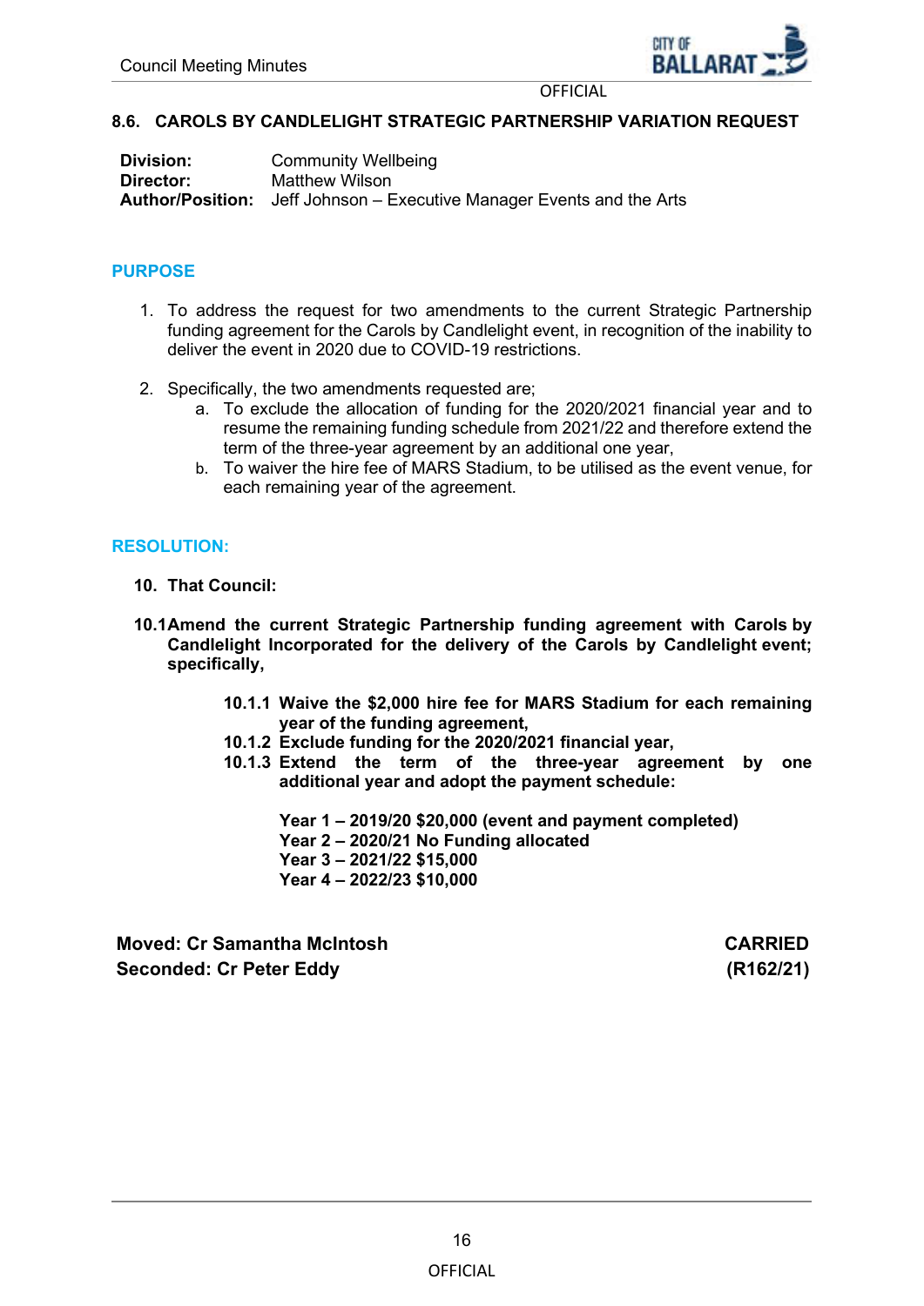## 8.6. CAROLS BY CANDLELIGHT STRATEGIC PARTNERSHIP VARIATION REQUEST

**Division:** Community Wellbeing
**Director:** Matthew Wilson
**Author/Position:** Jeff Johnson – Executive Manager Events and the Arts

### PURPOSE

1. To address the request for two amendments to the current Strategic Partnership funding agreement for the Carols by Candlelight event, in recognition of the inability to deliver the event in 2020 due to COVID-19 restrictions.

2. Specifically, the two amendments requested are;
   a. To exclude the allocation of funding for the 2020/2021 financial year and to resume the remaining funding schedule from 2021/22 and therefore extend the term of the three-year agreement by an additional one year,
   b. To waiver the hire fee of MARS Stadium, to be utilised as the event venue, for each remaining year of the agreement.

### RESOLUTION:

**10. That Council:**

**10.1 Amend the current Strategic Partnership funding agreement with Carols by Candlelight Incorporated for the delivery of the Carols by Candlelight event; specifically,**

**10.1.1 Waive the $2,000 hire fee for MARS Stadium for each remaining year of the funding agreement,**
**10.1.2 Exclude funding for the 2020/2021 financial year,**
**10.1.3 Extend the term of the three-year agreement by one additional year and adopt the payment schedule:**

**Year 1 – 2019/20 $20,000 (event and payment completed)**
**Year 2 – 2020/21 No Funding allocated**
**Year 3 – 2021/22 $15,000**
**Year 4 – 2022/23 $10,000**

**Moved: Cr Samantha McIntosh** — **CARRIED**
**Seconded: Cr Peter Eddy** — **(R162/21)**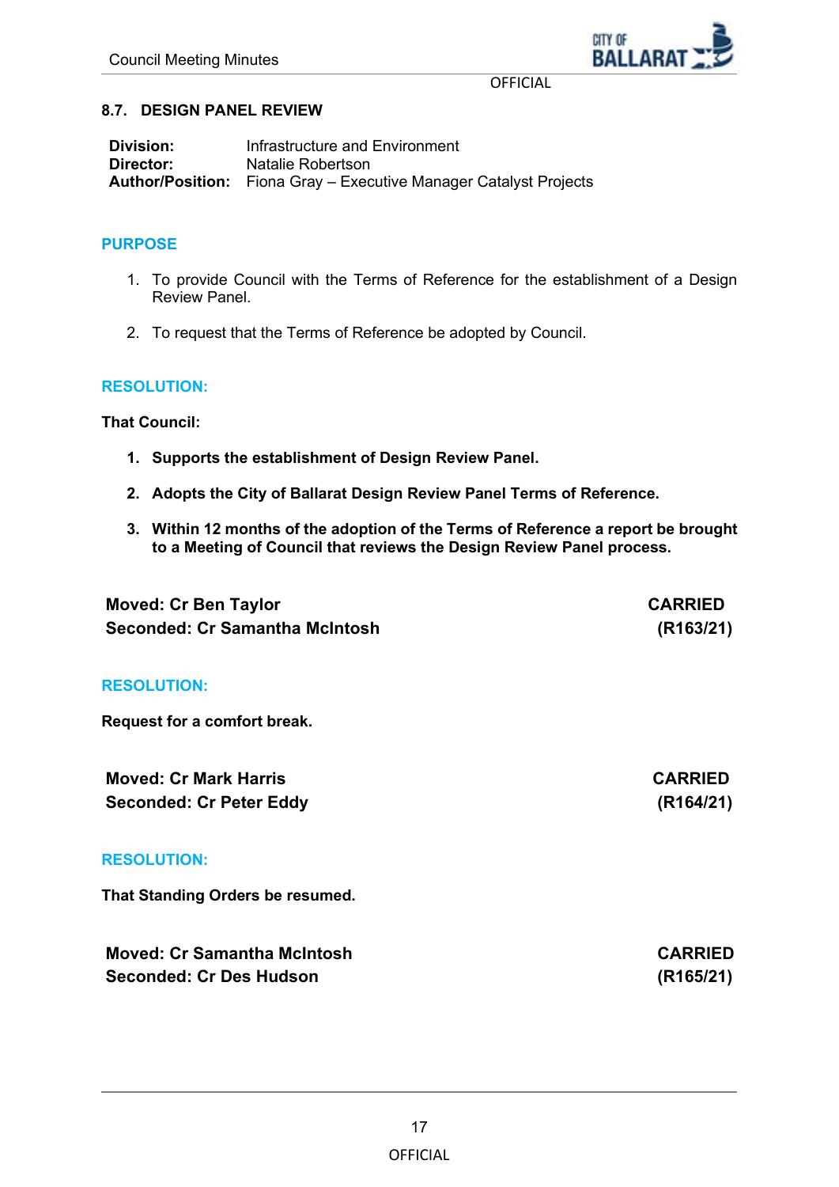## 8.7. DESIGN PANEL REVIEW

**Division:** Infrastructure and Environment
**Director:** Natalie Robertson
**Author/Position:** Fiona Gray – Executive Manager Catalyst Projects

### PURPOSE

1. To provide Council with the Terms of Reference for the establishment of a Design Review Panel.

2. To request that the Terms of Reference be adopted by Council.

### RESOLUTION:

**That Council:**

1. **Supports the establishment of Design Review Panel.**

2. **Adopts the City of Ballarat Design Review Panel Terms of Reference.**

3. **Within 12 months of the adoption of the Terms of Reference a report be brought to a Meeting of Council that reviews the Design Review Panel process.**

| | |
|---|---|
| **Moved: Cr Ben Taylor** | **CARRIED** |
| **Seconded: Cr Samantha McIntosh** | **(R163/21)** |

### RESOLUTION:

**Request for a comfort break.**

| | |
|---|---|
| **Moved: Cr Mark Harris** | **CARRIED** |
| **Seconded: Cr Peter Eddy** | **(R164/21)** |

### RESOLUTION:

**That Standing Orders be resumed.**

| | |
|---|---|
| **Moved: Cr Samantha McIntosh** | **CARRIED** |
| **Seconded: Cr Des Hudson** | **(R165/21)** |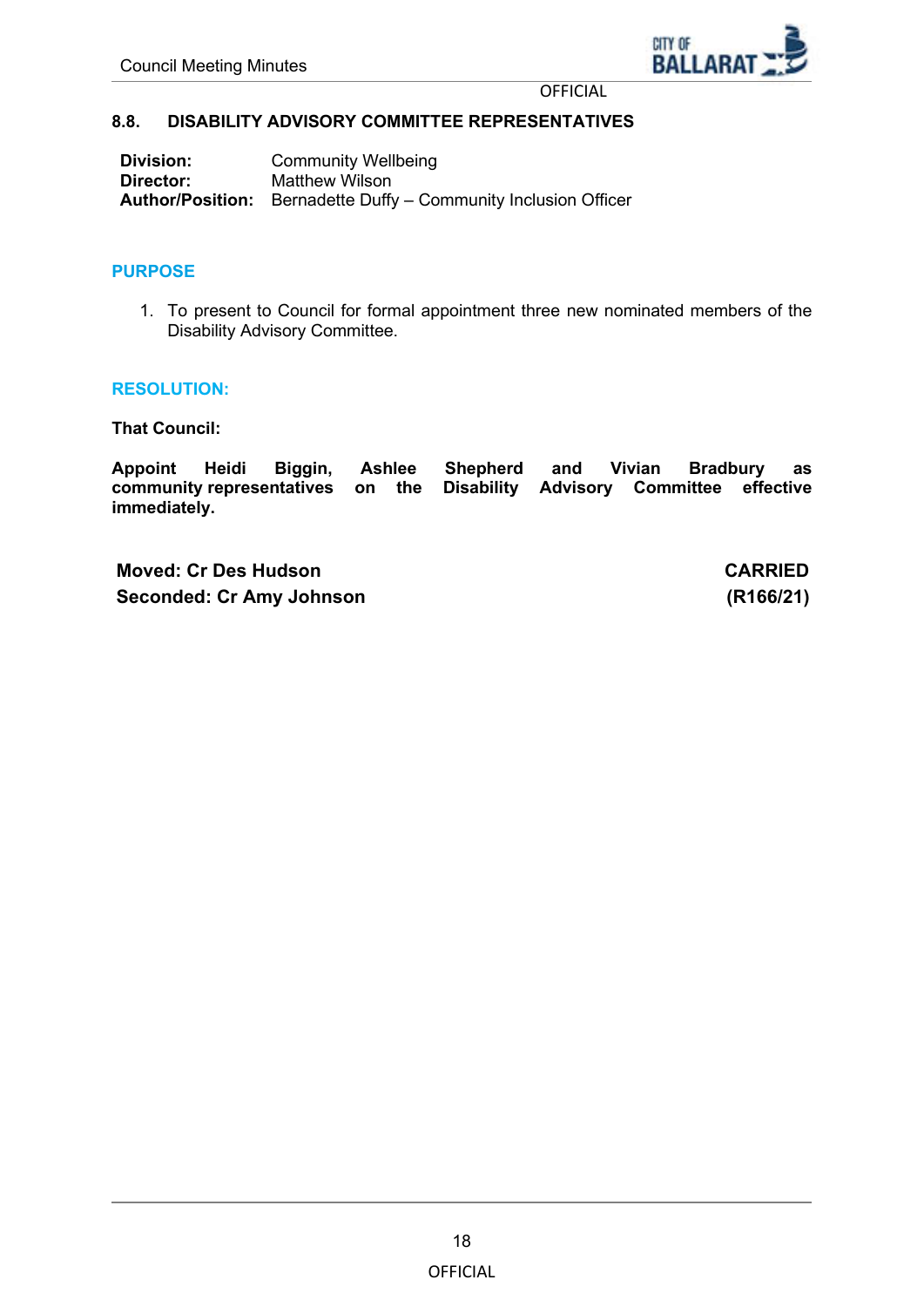## 8.8. DISABILITY ADVISORY COMMITTEE REPRESENTATIVES

**Division:** Community Wellbeing
**Director:** Matthew Wilson
**Author/Position:** Bernadette Duffy – Community Inclusion Officer

### PURPOSE

1. To present to Council for formal appointment three new nominated members of the Disability Advisory Committee.

### RESOLUTION:

**That Council:**

**Appoint Heidi Biggin, Ashlee Shepherd and Vivian Bradbury as community representatives on the Disability Advisory Committee effective immediately.**

**Moved: Cr Des Hudson** — **CARRIED**
**Seconded: Cr Amy Johnson** — **(R166/21)**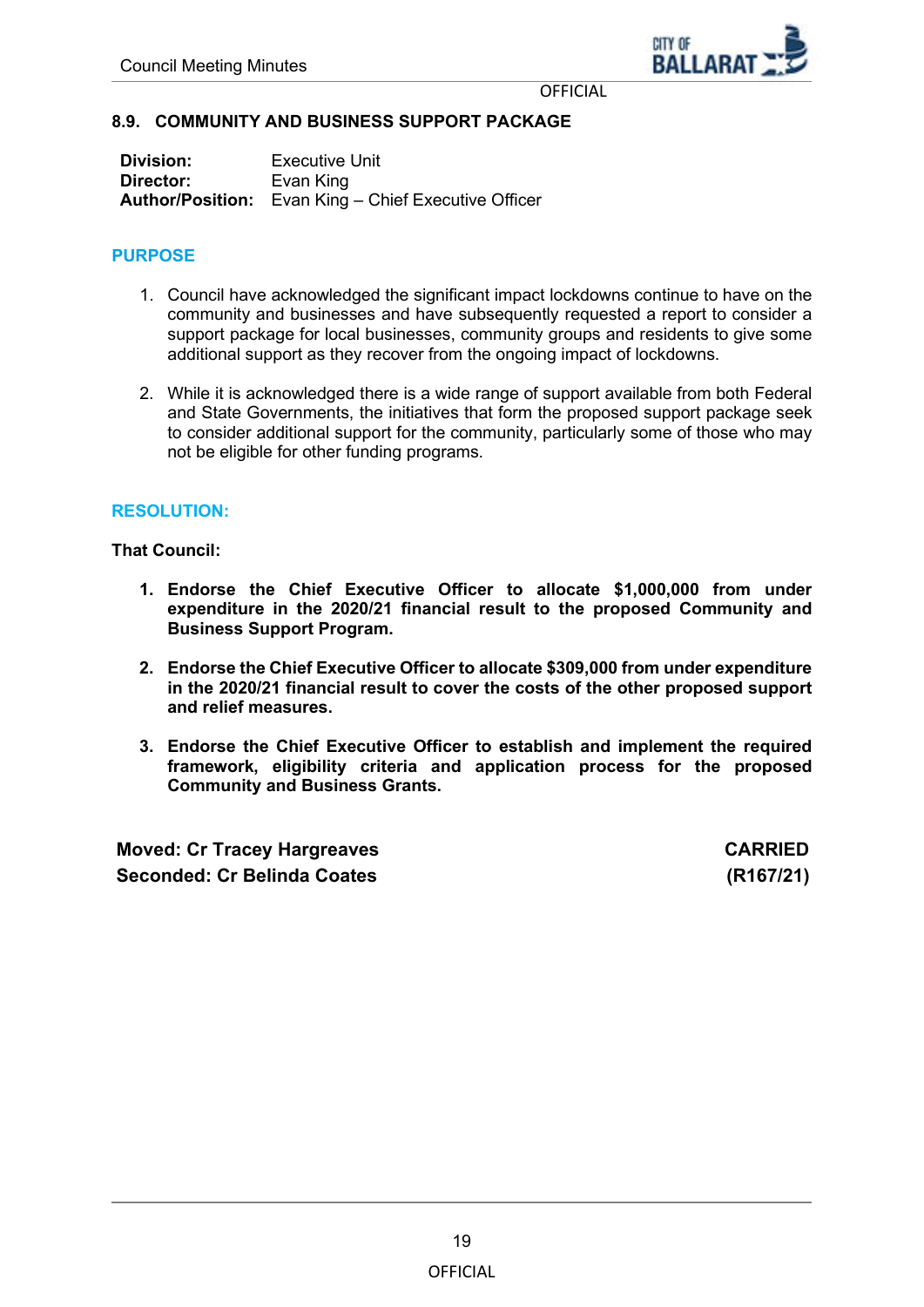## 8.9. COMMUNITY AND BUSINESS SUPPORT PACKAGE

**Division:** Executive Unit
**Director:** Evan King
**Author/Position:** Evan King – Chief Executive Officer

### PURPOSE

1. Council have acknowledged the significant impact lockdowns continue to have on the community and businesses and have subsequently requested a report to consider a support package for local businesses, community groups and residents to give some additional support as they recover from the ongoing impact of lockdowns.

2. While it is acknowledged there is a wide range of support available from both Federal and State Governments, the initiatives that form the proposed support package seek to consider additional support for the community, particularly some of those who may not be eligible for other funding programs.

### RESOLUTION:

**That Council:**

1. **Endorse the Chief Executive Officer to allocate $1,000,000 from under expenditure in the 2020/21 financial result to the proposed Community and Business Support Program.**

2. **Endorse the Chief Executive Officer to allocate $309,000 from under expenditure in the 2020/21 financial result to cover the costs of the other proposed support and relief measures.**

3. **Endorse the Chief Executive Officer to establish and implement the required framework, eligibility criteria and application process for the proposed Community and Business Grants.**

**Moved: Cr Tracey Hargreaves** **CARRIED**
**Seconded: Cr Belinda Coates** **(R167/21)**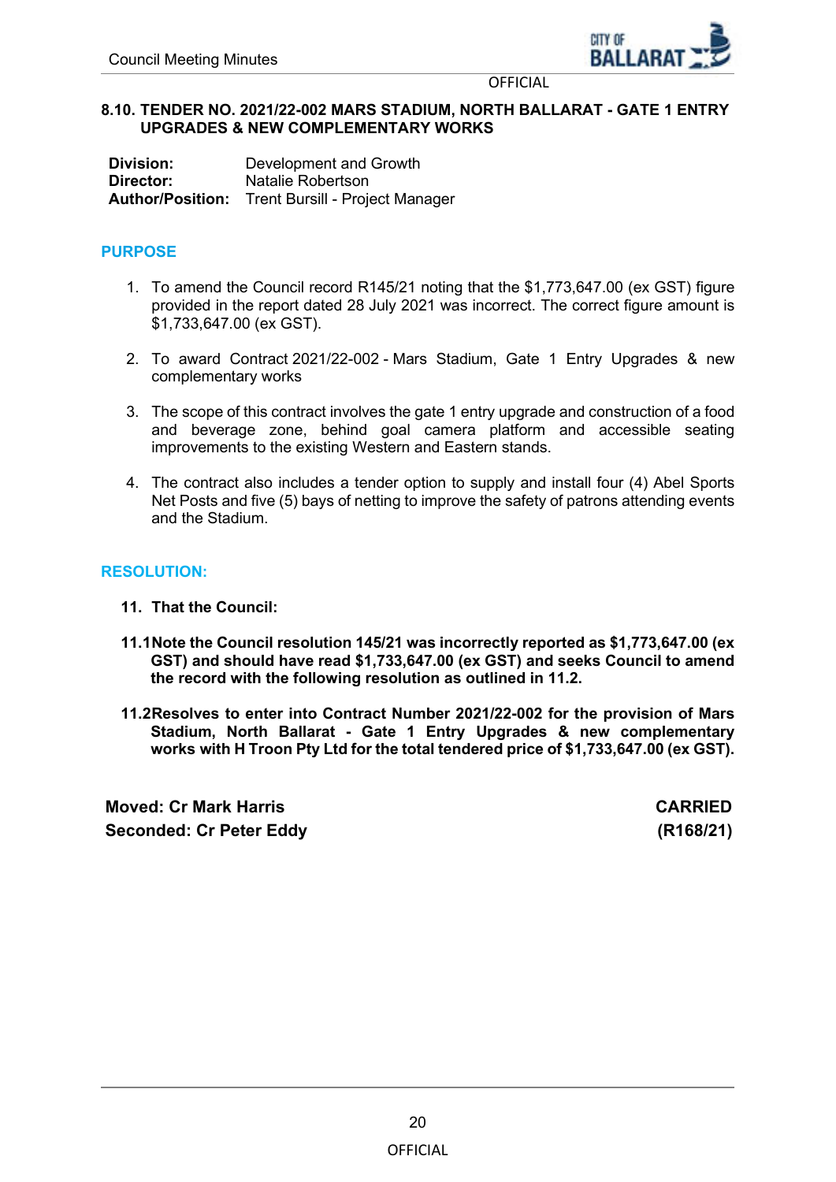## 8.10. TENDER NO. 2021/22-002 MARS STADIUM, NORTH BALLARAT - GATE 1 ENTRY UPGRADES & NEW COMPLEMENTARY WORKS

| | |
|---|---|
| **Division:** | Development and Growth |
| **Director:** | Natalie Robertson |
| **Author/Position:** | Trent Bursill - Project Manager |

### PURPOSE

1. To amend the Council record R145/21 noting that the $1,773,647.00 (ex GST) figure provided in the report dated 28 July 2021 was incorrect. The correct figure amount is $1,733,647.00 (ex GST).

2. To award Contract 2021/22-002 - Mars Stadium, Gate 1 Entry Upgrades & new complementary works

3. The scope of this contract involves the gate 1 entry upgrade and construction of a food and beverage zone, behind goal camera platform and accessible seating improvements to the existing Western and Eastern stands.

4. The contract also includes a tender option to supply and install four (4) Abel Sports Net Posts and five (5) bays of netting to improve the safety of patrons attending events and the Stadium.

### RESOLUTION:

**11. That the Council:**

**11.1 Note the Council resolution 145/21 was incorrectly reported as $1,773,647.00 (ex GST) and should have read $1,733,647.00 (ex GST) and seeks Council to amend the record with the following resolution as outlined in 11.2.**

**11.2 Resolves to enter into Contract Number 2021/22-002 for the provision of Mars Stadium, North Ballarat - Gate 1 Entry Upgrades & new complementary works with H Troon Pty Ltd for the total tendered price of $1,733,647.00 (ex GST).**

**Moved: Cr Mark Harris** — **CARRIED**
**Seconded: Cr Peter Eddy** — **(R168/21)**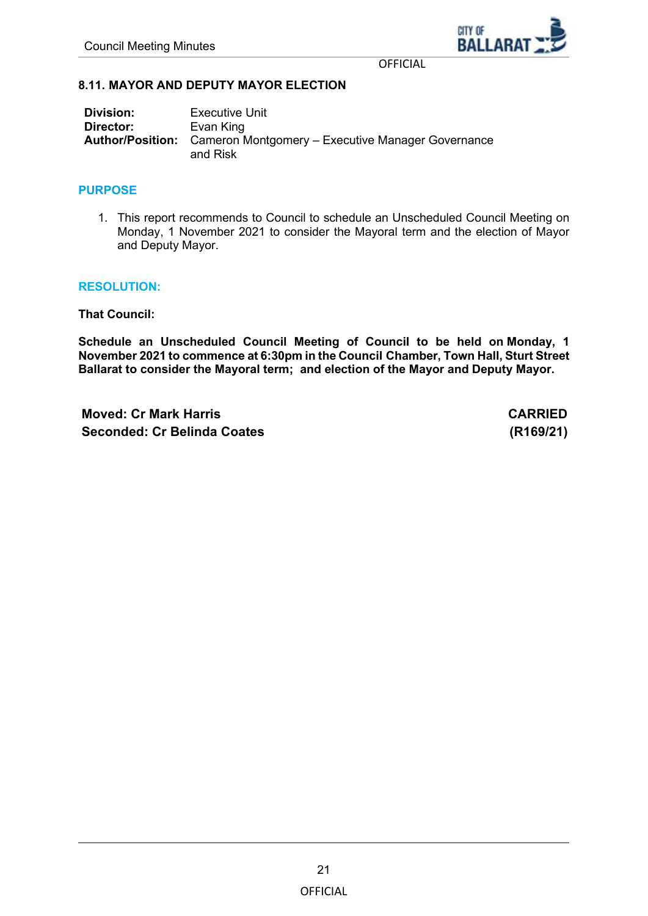OFFICIAL

## 8.11. MAYOR AND DEPUTY MAYOR ELECTION

| | |
|---|---|
| **Division:** | Executive Unit |
| **Director:** | Evan King |
| **Author/Position:** | Cameron Montgomery – Executive Manager Governance and Risk |

### PURPOSE

1. This report recommends to Council to schedule an Unscheduled Council Meeting on Monday, 1 November 2021 to consider the Mayoral term and the election of Mayor and Deputy Mayor.

### RESOLUTION:

**That Council:**

**Schedule an Unscheduled Council Meeting of Council to be held on Monday, 1 November 2021 to commence at 6:30pm in the Council Chamber, Town Hall, Sturt Street Ballarat to consider the Mayoral term; and election of the Mayor and Deputy Mayor.**

**Moved: Cr Mark Harris** — **CARRIED**
**Seconded: Cr Belinda Coates** — **(R169/21)**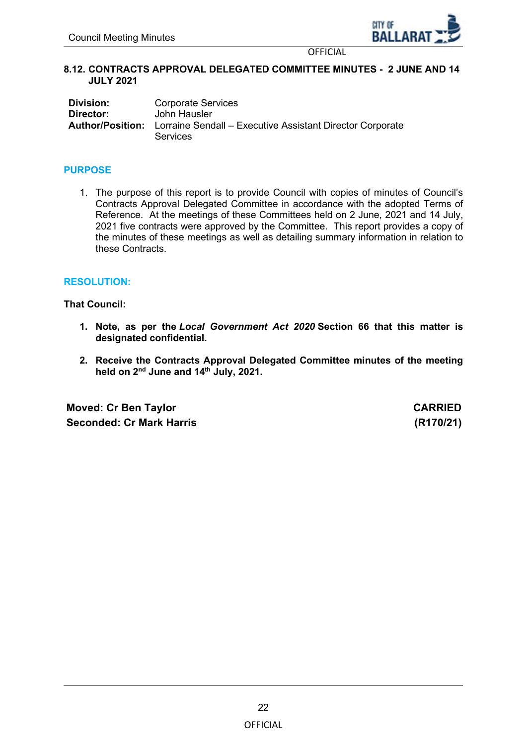OFFICIAL

### 8.12. CONTRACTS APPROVAL DELEGATED COMMITTEE MINUTES - 2 JUNE AND 14 JULY 2021

| | |
|---|---|
| **Division:** | Corporate Services |
| **Director:** | John Hausler |
| **Author/Position:** | Lorraine Sendall – Executive Assistant Director Corporate Services |

## PURPOSE

1. The purpose of this report is to provide Council with copies of minutes of Council's Contracts Approval Delegated Committee in accordance with the adopted Terms of Reference. At the meetings of these Committees held on 2 June, 2021 and 14 July, 2021 five contracts were approved by the Committee. This report provides a copy of the minutes of these meetings as well as detailing summary information in relation to these Contracts.

## RESOLUTION:

**That Council:**

1. **Note, as per the *Local Government Act 2020* Section 66 that this matter is designated confidential.**
2. **Receive the Contracts Approval Delegated Committee minutes of the meeting held on 2nd June and 14th July, 2021.**

**Moved: Cr Ben Taylor** — **CARRIED**
**Seconded: Cr Mark Harris** — **(R170/21)**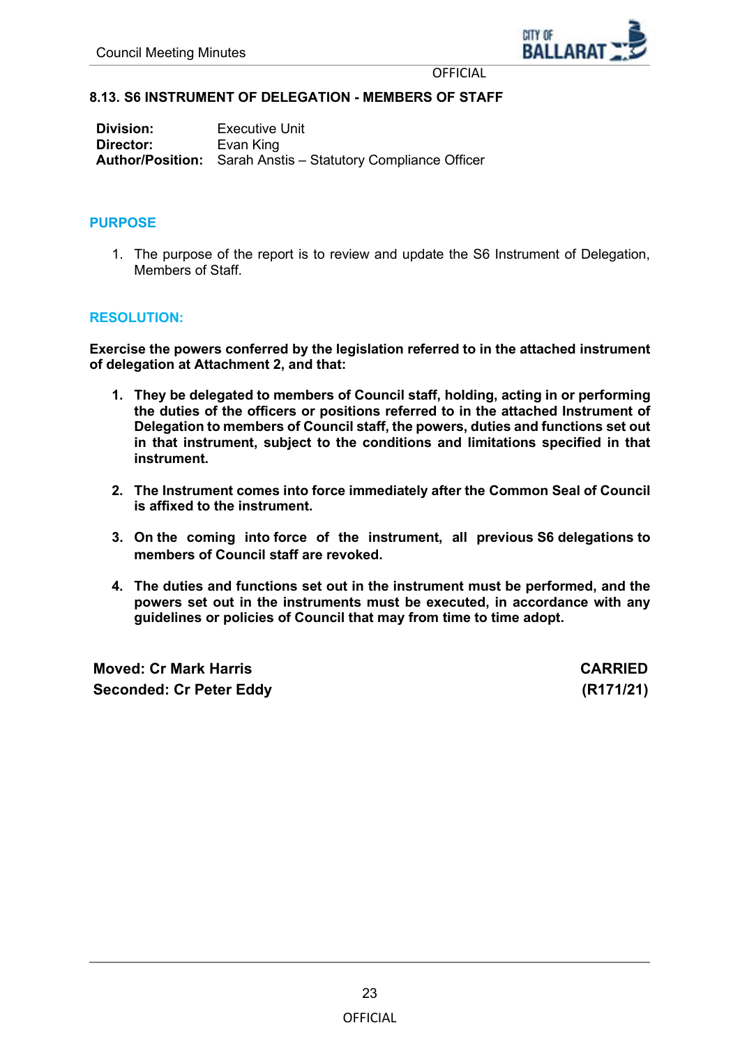### 8.13. S6 INSTRUMENT OF DELEGATION - MEMBERS OF STAFF

**Division:** Executive Unit
**Director:** Evan King
**Author/Position:** Sarah Anstis – Statutory Compliance Officer

## PURPOSE

1. The purpose of the report is to review and update the S6 Instrument of Delegation, Members of Staff.

## RESOLUTION:

**Exercise the powers conferred by the legislation referred to in the attached instrument of delegation at Attachment 2, and that:**

1. **They be delegated to members of Council staff, holding, acting in or performing the duties of the officers or positions referred to in the attached Instrument of Delegation to members of Council staff, the powers, duties and functions set out in that instrument, subject to the conditions and limitations specified in that instrument.**

2. **The Instrument comes into force immediately after the Common Seal of Council is affixed to the instrument.**

3. **On the coming into force of the instrument, all previous S6 delegations to members of Council staff are revoked.**

4. **The duties and functions set out in the instrument must be performed, and the powers set out in the instruments must be executed, in accordance with any guidelines or policies of Council that may from time to time adopt.**

**Moved: Cr Mark Harris** **CARRIED**
**Seconded: Cr Peter Eddy** **(R171/21)**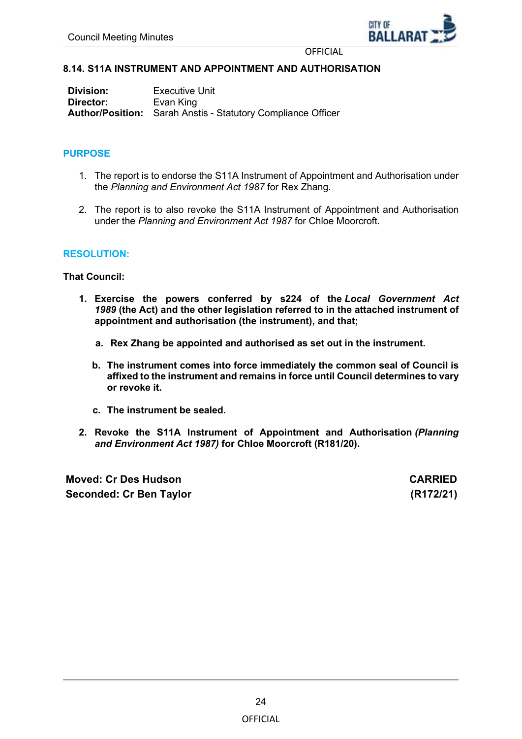## 8.14. S11A INSTRUMENT AND APPOINTMENT AND AUTHORISATION

**Division:** Executive Unit
**Director:** Evan King
**Author/Position:** Sarah Anstis - Statutory Compliance Officer

### PURPOSE

1. The report is to endorse the S11A Instrument of Appointment and Authorisation under the *Planning and Environment Act 1987* for Rex Zhang.

2. The report is to also revoke the S11A Instrument of Appointment and Authorisation under the *Planning and Environment Act 1987* for Chloe Moorcroft.

### RESOLUTION:

**That Council:**

1. **Exercise the powers conferred by s224 of the *Local Government Act 1989* (the Act) and the other legislation referred to in the attached instrument of appointment and authorisation (the instrument), and that;**

   a. **Rex Zhang be appointed and authorised as set out in the instrument.**

   b. **The instrument comes into force immediately the common seal of Council is affixed to the instrument and remains in force until Council determines to vary or revoke it.**

   c. **The instrument be sealed.**

2. **Revoke the S11A Instrument of Appointment and Authorisation *(Planning and Environment Act 1987)* for Chloe Moorcroft (R181/20).**

**Moved: Cr Des Hudson** — **CARRIED**
**Seconded: Cr Ben Taylor** — **(R172/21)**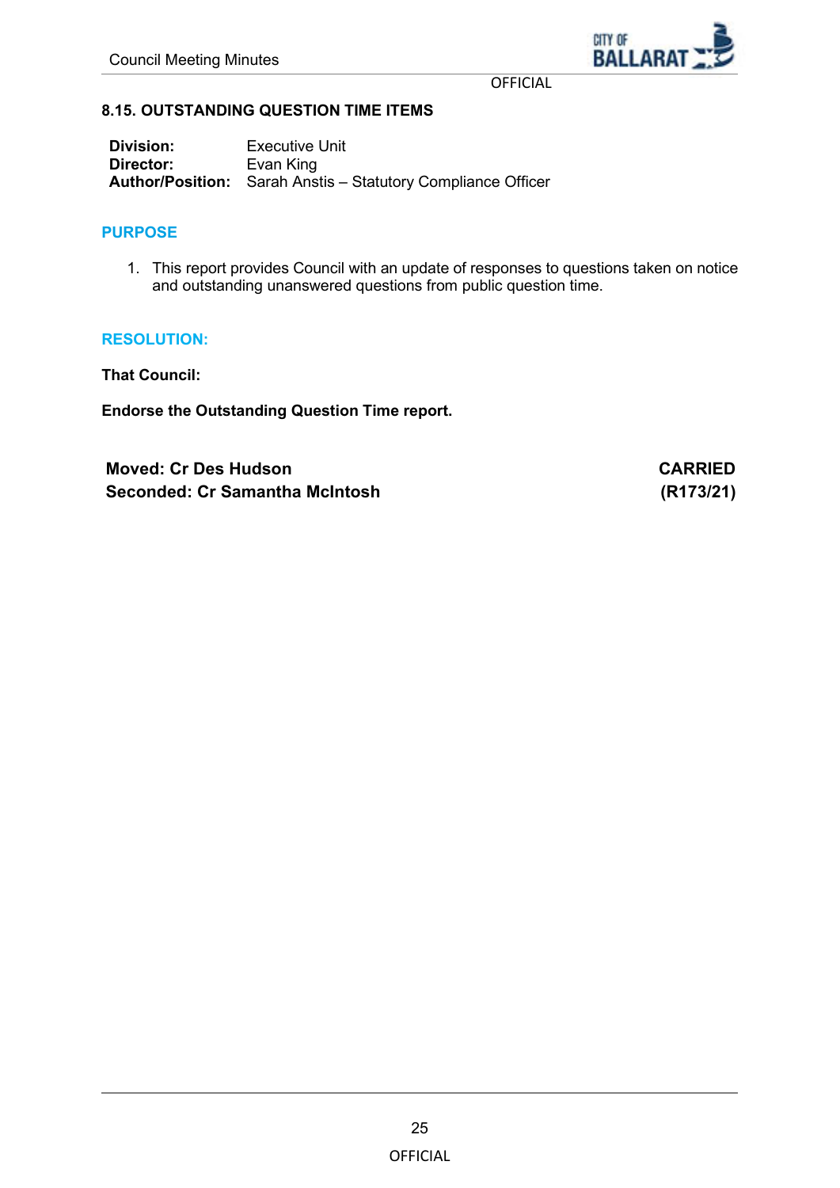## 8.15. OUTSTANDING QUESTION TIME ITEMS

| | |
|---|---|
| **Division:** | Executive Unit |
| **Director:** | Evan King |
| **Author/Position:** | Sarah Anstis – Statutory Compliance Officer |

### PURPOSE

1. This report provides Council with an update of responses to questions taken on notice and outstanding unanswered questions from public question time.

### RESOLUTION:

**That Council:**

**Endorse the Outstanding Question Time report.**

| | |
|---|---|
| **Moved: Cr Des Hudson** | **CARRIED** |
| **Seconded: Cr Samantha McIntosh** | **(R173/21)** |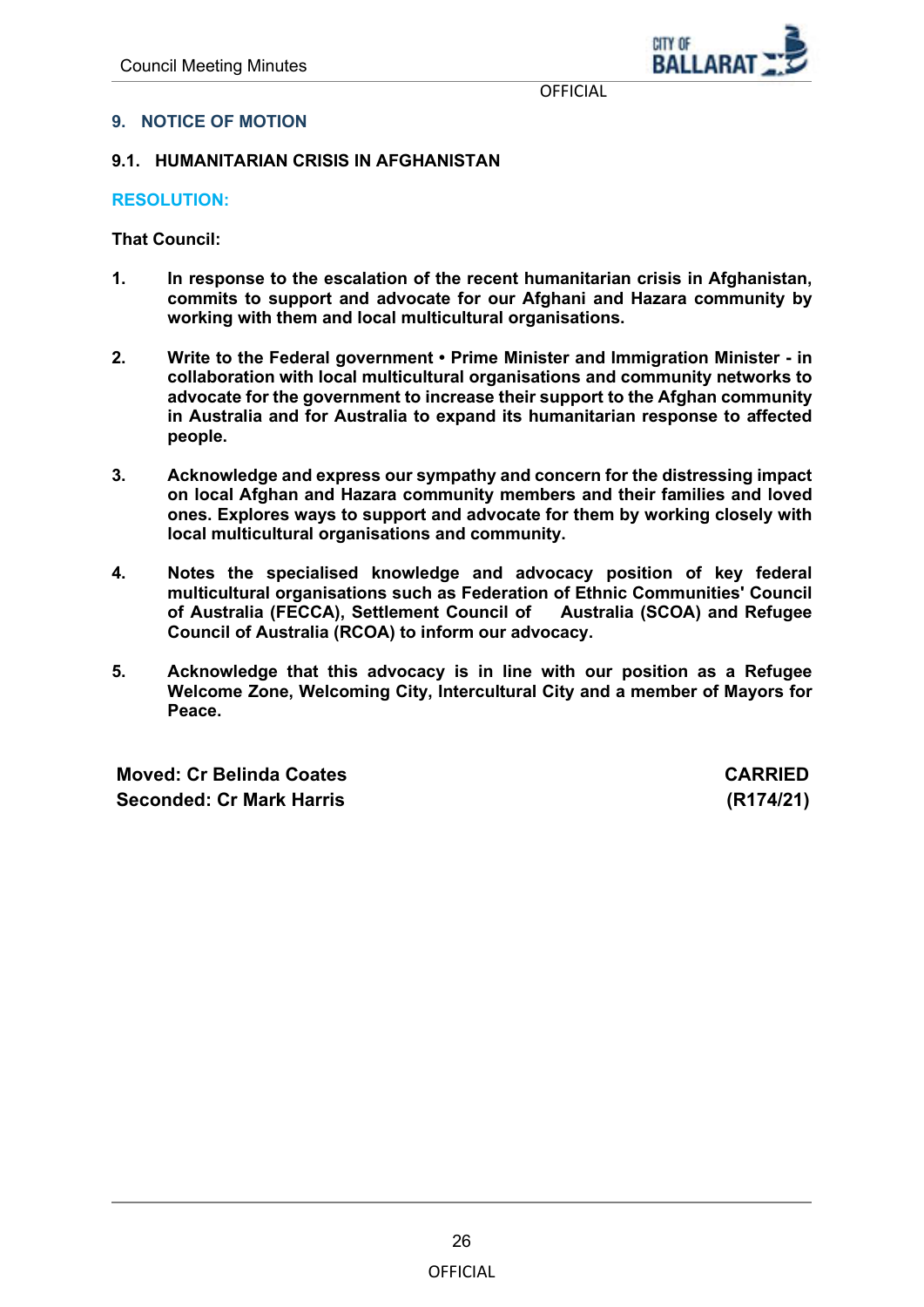## 9. NOTICE OF MOTION

### 9.1. HUMANITARIAN CRISIS IN AFGHANISTAN

**RESOLUTION:**

**That Council:**

1. **In response to the escalation of the recent humanitarian crisis in Afghanistan, commits to support and advocate for our Afghani and Hazara community by working with them and local multicultural organisations.**

2. **Write to the Federal government • Prime Minister and Immigration Minister - in collaboration with local multicultural organisations and community networks to advocate for the government to increase their support to the Afghan community in Australia and for Australia to expand its humanitarian response to affected people.**

3. **Acknowledge and express our sympathy and concern for the distressing impact on local Afghan and Hazara community members and their families and loved ones. Explores ways to support and advocate for them by working closely with local multicultural organisations and community.**

4. **Notes the specialised knowledge and advocacy position of key federal multicultural organisations such as Federation of Ethnic Communities' Council of Australia (FECCA), Settlement Council of Australia (SCOA) and Refugee Council of Australia (RCOA) to inform our advocacy.**

5. **Acknowledge that this advocacy is in line with our position as a Refugee Welcome Zone, Welcoming City, Intercultural City and a member of Mayors for Peace.**

**Moved: Cr Belinda Coates** — **CARRIED**
**Seconded: Cr Mark Harris** — **(R174/21)**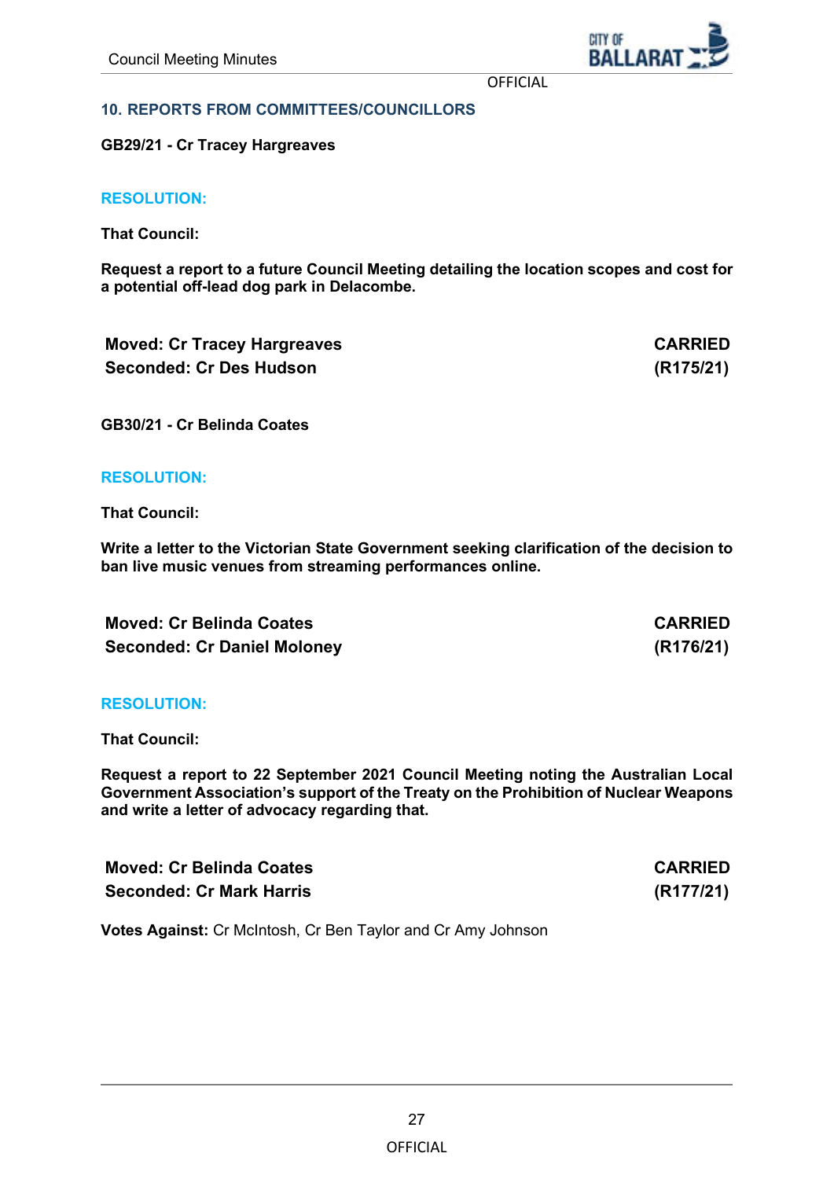## 10. REPORTS FROM COMMITTEES/COUNCILLORS

**GB29/21 - Cr Tracey Hargreaves**

### RESOLUTION:

**That Council:**

**Request a report to a future Council Meeting detailing the location scopes and cost for a potential off-lead dog park in Delacombe.**

| | |
|---|---|
| **Moved: Cr Tracey Hargreaves** | **CARRIED** |
| **Seconded: Cr Des Hudson** | **(R175/21)** |

**GB30/21 - Cr Belinda Coates**

### RESOLUTION:

**That Council:**

**Write a letter to the Victorian State Government seeking clarification of the decision to ban live music venues from streaming performances online.**

| | |
|---|---|
| **Moved: Cr Belinda Coates** | **CARRIED** |
| **Seconded: Cr Daniel Moloney** | **(R176/21)** |

### RESOLUTION:

**That Council:**

**Request a report to 22 September 2021 Council Meeting noting the Australian Local Government Association's support of the Treaty on the Prohibition of Nuclear Weapons and write a letter of advocacy regarding that.**

| | |
|---|---|
| **Moved: Cr Belinda Coates** | **CARRIED** |
| **Seconded: Cr Mark Harris** | **(R177/21)** |

**Votes Against:** Cr McIntosh, Cr Ben Taylor and Cr Amy Johnson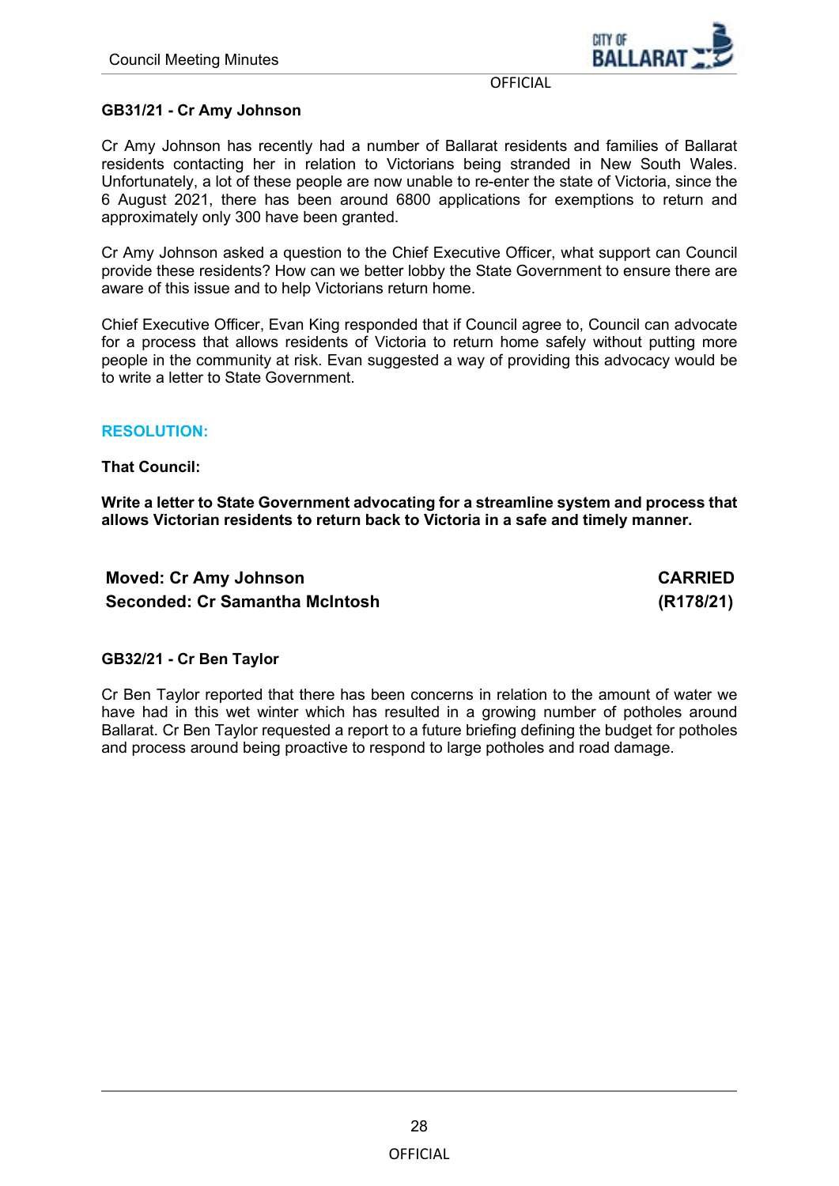**GB31/21 - Cr Amy Johnson**

Cr Amy Johnson has recently had a number of Ballarat residents and families of Ballarat residents contacting her in relation to Victorians being stranded in New South Wales. Unfortunately, a lot of these people are now unable to re-enter the state of Victoria, since the 6 August 2021, there has been around 6800 applications for exemptions to return and approximately only 300 have been granted.

Cr Amy Johnson asked a question to the Chief Executive Officer, what support can Council provide these residents? How can we better lobby the State Government to ensure there are aware of this issue and to help Victorians return home.

Chief Executive Officer, Evan King responded that if Council agree to, Council can advocate for a process that allows residents of Victoria to return home safely without putting more people in the community at risk. Evan suggested a way of providing this advocacy would be to write a letter to State Government.

**RESOLUTION:**

**That Council:**

**Write a letter to State Government advocating for a streamline system and process that allows Victorian residents to return back to Victoria in a safe and timely manner.**

| | |
|---|---|
| **Moved: Cr Amy Johnson** | **CARRIED** |
| **Seconded: Cr Samantha McIntosh** | **(R178/21)** |

**GB32/21 - Cr Ben Taylor**

Cr Ben Taylor reported that there has been concerns in relation to the amount of water we have had in this wet winter which has resulted in a growing number of potholes around Ballarat. Cr Ben Taylor requested a report to a future briefing defining the budget for potholes and process around being proactive to respond to large potholes and road damage.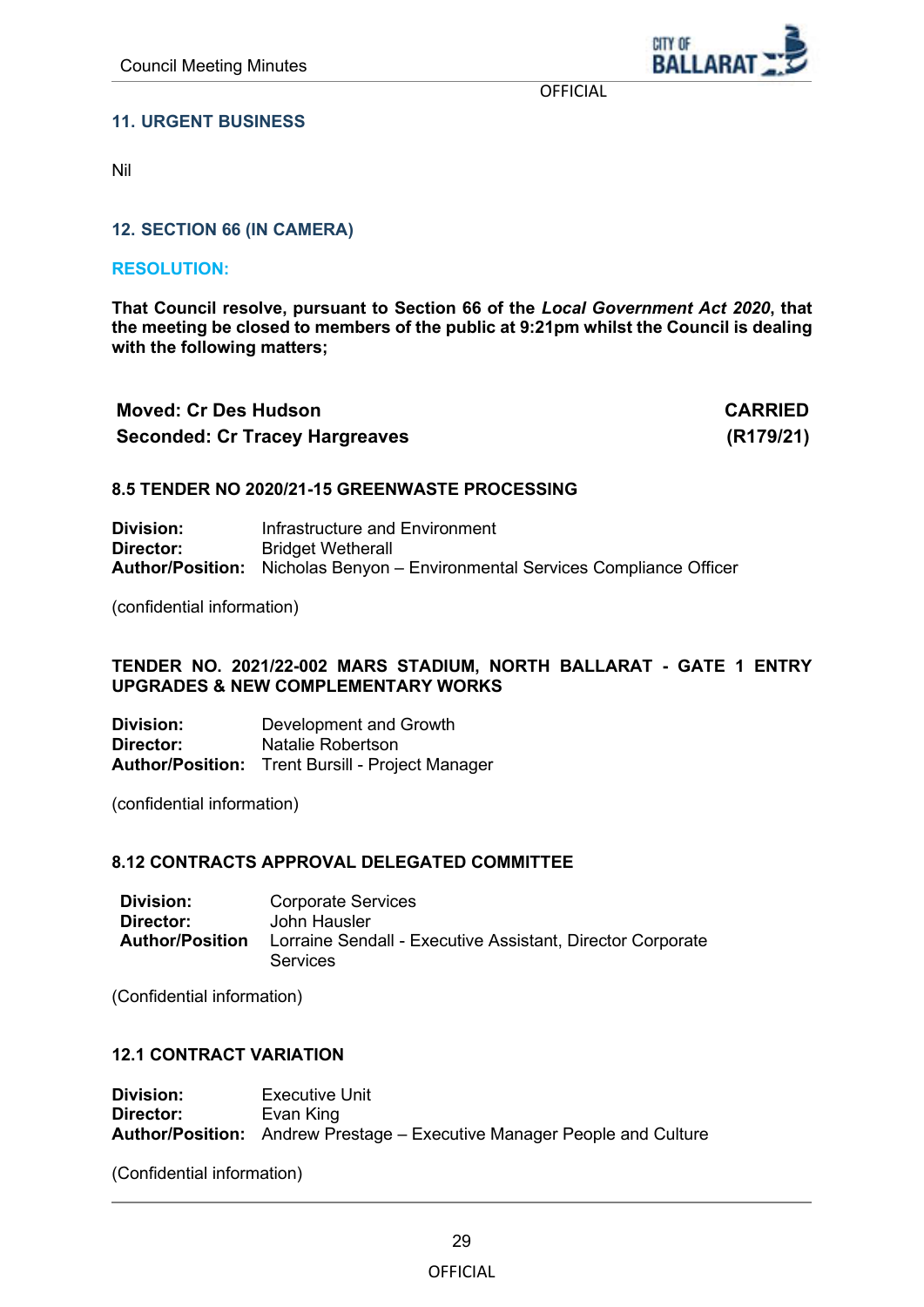## 11. URGENT BUSINESS

Nil

## 12. SECTION 66 (IN CAMERA)

**RESOLUTION:**

**That Council resolve, pursuant to Section 66 of the *Local Government Act 2020*, that the meeting be closed to members of the public at 9:21pm whilst the Council is dealing with the following matters;**

| **Moved: Cr Des Hudson** | **CARRIED** |
|---|---|
| **Seconded: Cr Tracey Hargreaves** | **(R179/21)** |

### 8.5 TENDER NO 2020/21-15 GREENWASTE PROCESSING

**Division:** Infrastructure and Environment
**Director:** Bridget Wetherall
**Author/Position:** Nicholas Benyon – Environmental Services Compliance Officer

(confidential information)

### TENDER NO. 2021/22-002 MARS STADIUM, NORTH BALLARAT - GATE 1 ENTRY UPGRADES & NEW COMPLEMENTARY WORKS

**Division:** Development and Growth
**Director:** Natalie Robertson
**Author/Position:** Trent Bursill - Project Manager

(confidential information)

### 8.12 CONTRACTS APPROVAL DELEGATED COMMITTEE

**Division:** Corporate Services
**Director:** John Hausler
**Author/Position** Lorraine Sendall - Executive Assistant, Director Corporate Services

(Confidential information)

### 12.1 CONTRACT VARIATION

**Division:** Executive Unit
**Director:** Evan King
**Author/Position:** Andrew Prestage – Executive Manager People and Culture

(Confidential information)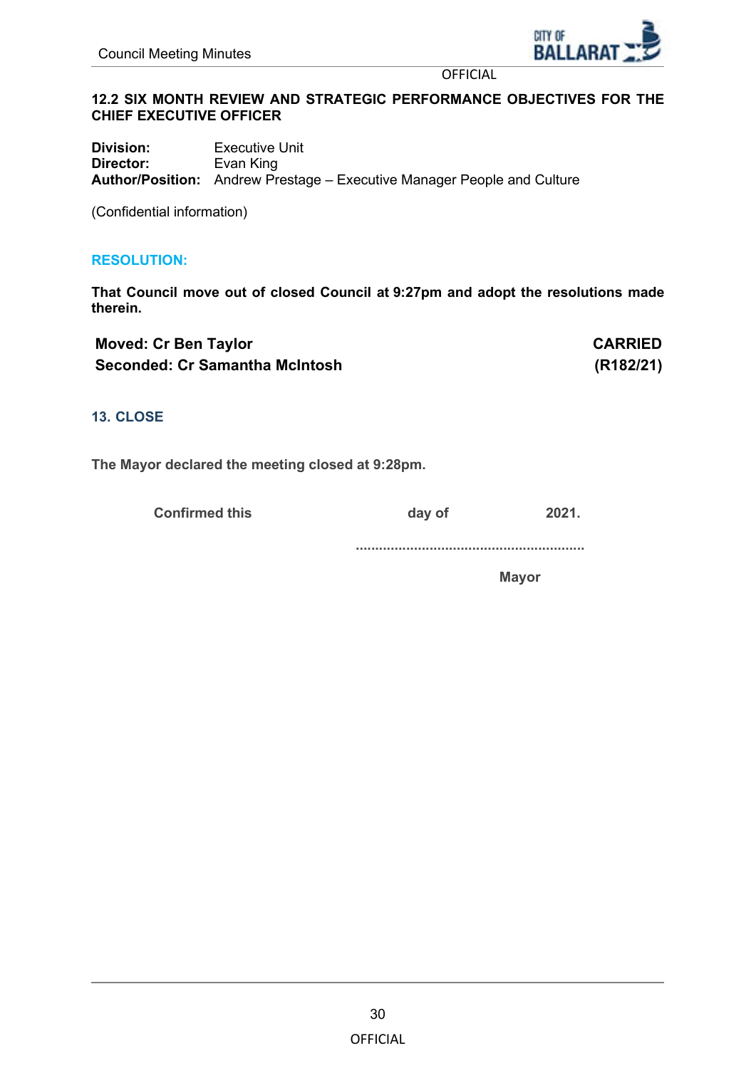### 12.2 SIX MONTH REVIEW AND STRATEGIC PERFORMANCE OBJECTIVES FOR THE CHIEF EXECUTIVE OFFICER

**Division:** Executive Unit
**Director:** Evan King
**Author/Position:** Andrew Prestage – Executive Manager People and Culture

(Confidential information)

**RESOLUTION:**

**That Council move out of closed Council at 9:27pm and adopt the resolutions made therein.**

| | |
|---|---|
| **Moved: Cr Ben Taylor** | **CARRIED** |
| **Seconded: Cr Samantha McIntosh** | **(R182/21)** |

## 13. CLOSE

**The Mayor declared the meeting closed at 9:28pm.**

**Confirmed this day of 2021.**

..........................................................

**Mayor**